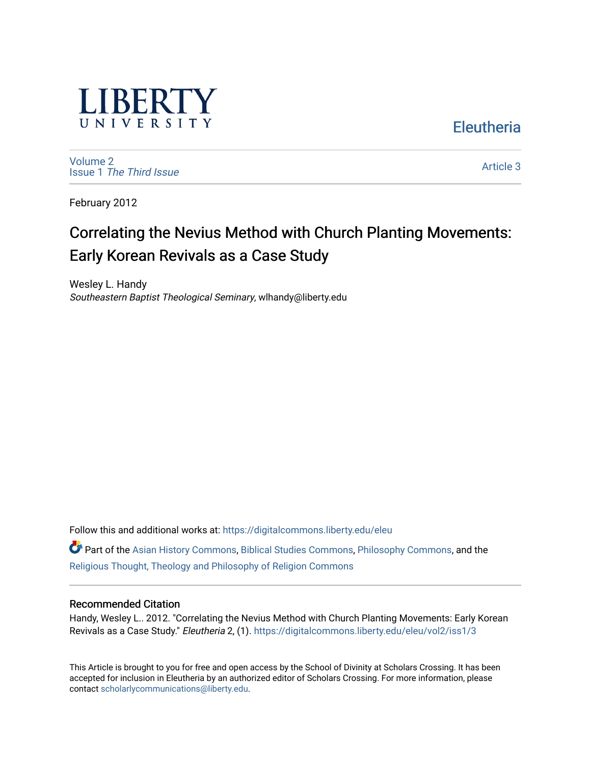LIBERTY UNIVERSITY

Eleutheria

Volume 2
Issue 1 *The Third Issue*

Article 3

February 2012

# Correlating the Nevius Method with Church Planting Movements: Early Korean Revivals as a Case Study

Wesley L. Handy
*Southeastern Baptist Theological Seminary*, wlhandy@liberty.edu

Follow this and additional works at: https://digitalcommons.liberty.edu/eleu

Part of the Asian History Commons, Biblical Studies Commons, Philosophy Commons, and the Religious Thought, Theology and Philosophy of Religion Commons

## Recommended Citation

Handy, Wesley L.. 2012. "Correlating the Nevius Method with Church Planting Movements: Early Korean Revivals as a Case Study." *Eleutheria* 2, (1). https://digitalcommons.liberty.edu/eleu/vol2/iss1/3

This Article is brought to you for free and open access by the School of Divinity at Scholars Crossing. It has been accepted for inclusion in Eleutheria by an authorized editor of Scholars Crossing. For more information, please contact scholarlycommunications@liberty.edu.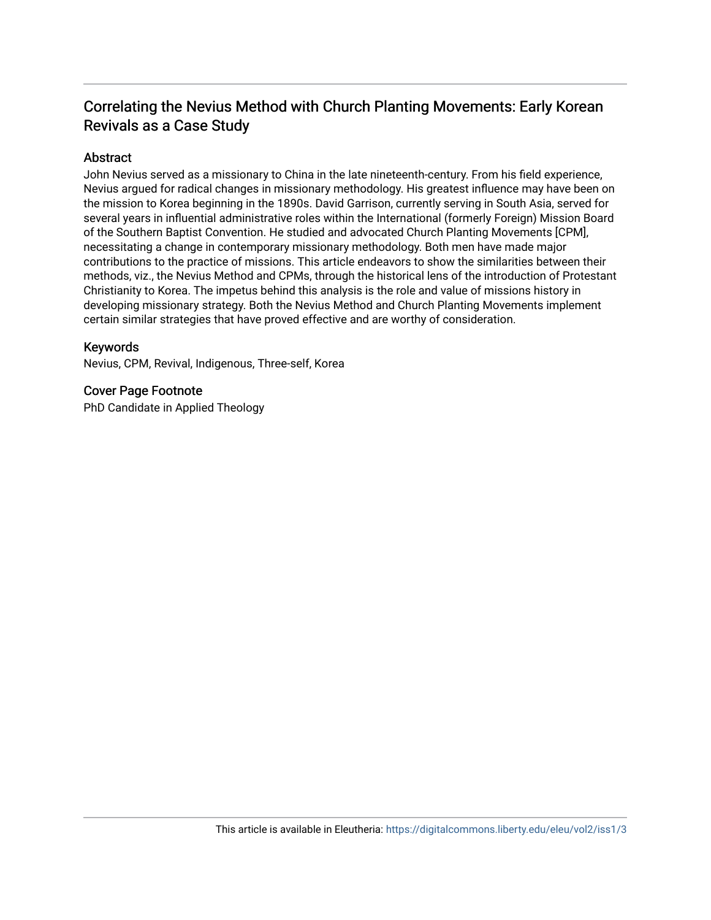# Correlating the Nevius Method with Church Planting Movements: Early Korean Revivals as a Case Study

## Abstract

John Nevius served as a missionary to China in the late nineteenth-century. From his field experience, Nevius argued for radical changes in missionary methodology. His greatest influence may have been on the mission to Korea beginning in the 1890s. David Garrison, currently serving in South Asia, served for several years in influential administrative roles within the International (formerly Foreign) Mission Board of the Southern Baptist Convention. He studied and advocated Church Planting Movements [CPM], necessitating a change in contemporary missionary methodology. Both men have made major contributions to the practice of missions. This article endeavors to show the similarities between their methods, viz., the Nevius Method and CPMs, through the historical lens of the introduction of Protestant Christianity to Korea. The impetus behind this analysis is the role and value of missions history in developing missionary strategy. Both the Nevius Method and Church Planting Movements implement certain similar strategies that have proved effective and are worthy of consideration.

## Keywords

Nevius, CPM, Revival, Indigenous, Three-self, Korea

## Cover Page Footnote

PhD Candidate in Applied Theology

This article is available in Eleutheria: https://digitalcommons.liberty.edu/eleu/vol2/iss1/3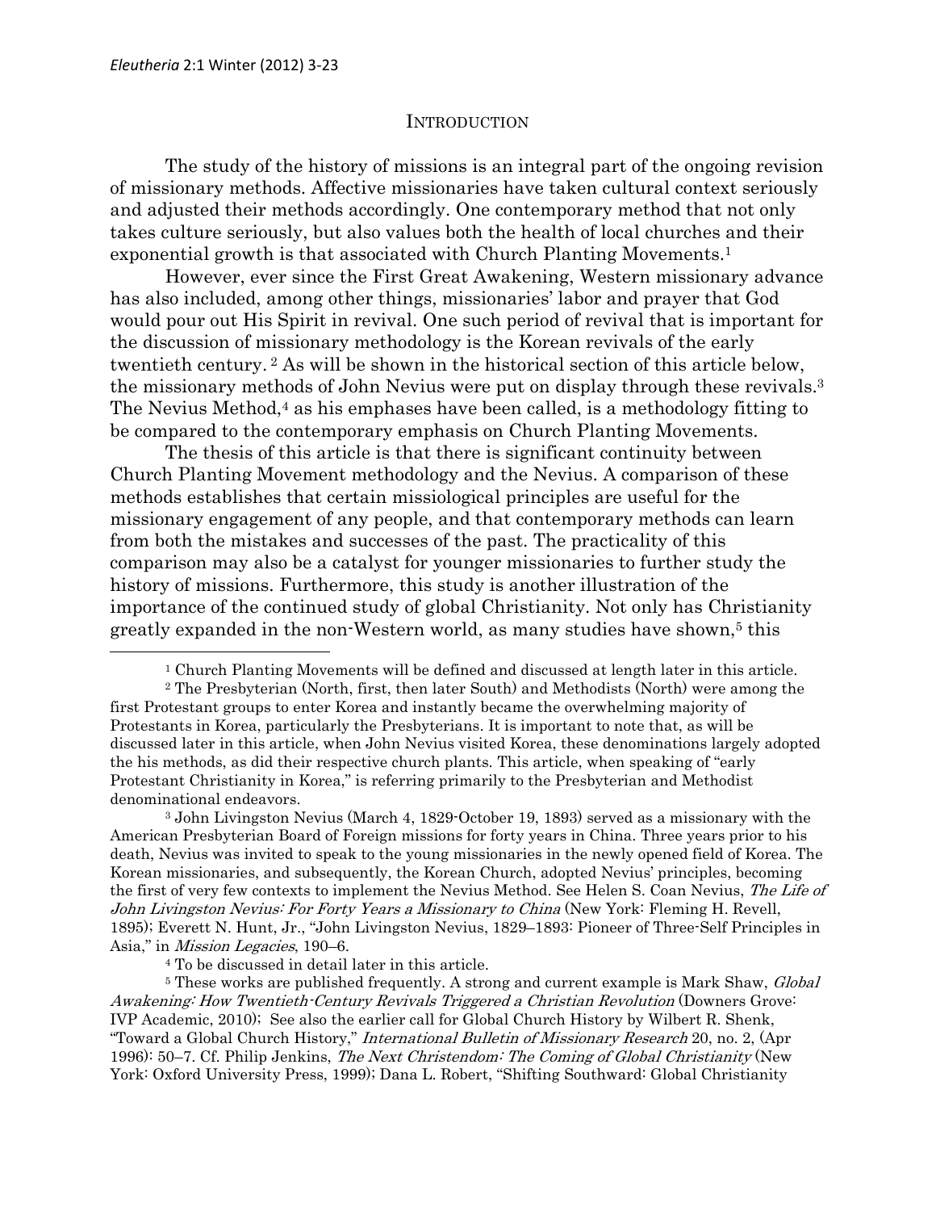## INTRODUCTION

The study of the history of missions is an integral part of the ongoing revision of missionary methods. Affective missionaries have taken cultural context seriously and adjusted their methods accordingly. One contemporary method that not only takes culture seriously, but also values both the health of local churches and their exponential growth is that associated with Church Planting Movements.[1]

However, ever since the First Great Awakening, Western missionary advance has also included, among other things, missionaries' labor and prayer that God would pour out His Spirit in revival. One such period of revival that is important for the discussion of missionary methodology is the Korean revivals of the early twentieth century.[2] As will be shown in the historical section of this article below, the missionary methods of John Nevius were put on display through these revivals.[3] The Nevius Method,[4] as his emphases have been called, is a methodology fitting to be compared to the contemporary emphasis on Church Planting Movements.

The thesis of this article is that there is significant continuity between Church Planting Movement methodology and the Nevius. A comparison of these methods establishes that certain missiological principles are useful for the missionary engagement of any people, and that contemporary methods can learn from both the mistakes and successes of the past. The practicality of this comparison may also be a catalyst for younger missionaries to further study the history of missions. Furthermore, this study is another illustration of the importance of the continued study of global Christianity. Not only has Christianity greatly expanded in the non-Western world, as many studies have shown,[5] this

---

[1] Church Planting Movements will be defined and discussed at length later in this article.

[2] The Presbyterian (North, first, then later South) and Methodists (North) were among the first Protestant groups to enter Korea and instantly became the overwhelming majority of Protestants in Korea, particularly the Presbyterians. It is important to note that, as will be discussed later in this article, when John Nevius visited Korea, these denominations largely adopted the his methods, as did their respective church plants. This article, when speaking of "early Protestant Christianity in Korea," is referring primarily to the Presbyterian and Methodist denominational endeavors.

[3] John Livingston Nevius (March 4, 1829-October 19, 1893) served as a missionary with the American Presbyterian Board of Foreign missions for forty years in China. Three years prior to his death, Nevius was invited to speak to the young missionaries in the newly opened field of Korea. The Korean missionaries, and subsequently, the Korean Church, adopted Nevius' principles, becoming the first of very few contexts to implement the Nevius Method. See Helen S. Coan Nevius, *The Life of John Livingston Nevius: For Forty Years a Missionary to China* (New York: Fleming H. Revell, 1895); Everett N. Hunt, Jr., "John Livingston Nevius, 1829–1893: Pioneer of Three-Self Principles in Asia," in *Mission Legacies*, 190–6.

[4] To be discussed in detail later in this article.

[5] These works are published frequently. A strong and current example is Mark Shaw, *Global Awakening: How Twentieth-Century Revivals Triggered a Christian Revolution* (Downers Grove: IVP Academic, 2010); See also the earlier call for Global Church History by Wilbert R. Shenk, "Toward a Global Church History," *International Bulletin of Missionary Research* 20, no. 2, (Apr 1996): 50–7. Cf. Philip Jenkins, *The Next Christendom: The Coming of Global Christianity* (New York: Oxford University Press, 1999); Dana L. Robert, "Shifting Southward: Global Christianity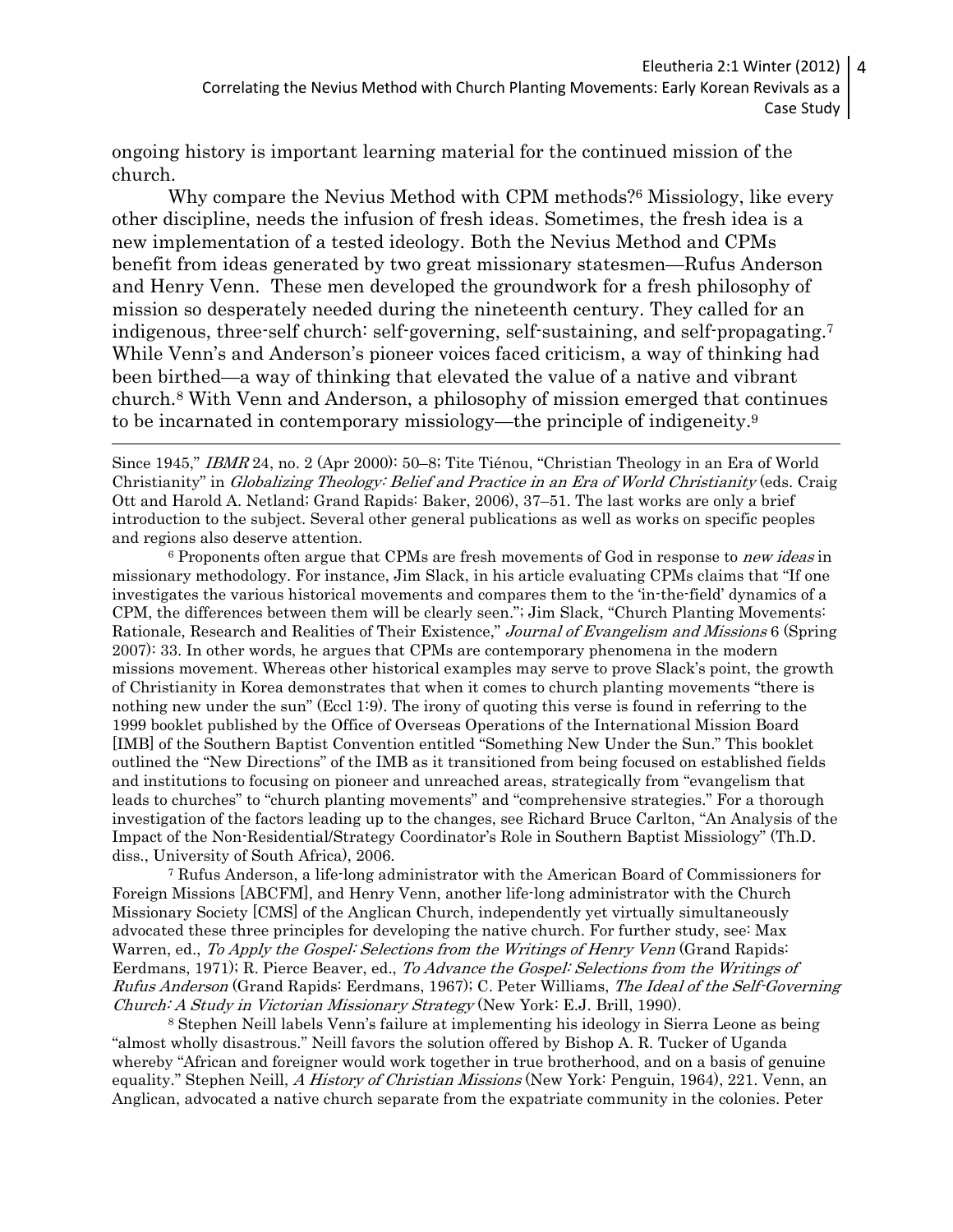ongoing history is important learning material for the continued mission of the church.

Why compare the Nevius Method with CPM methods?[6] Missiology, like every other discipline, needs the infusion of fresh ideas. Sometimes, the fresh idea is a new implementation of a tested ideology. Both the Nevius Method and CPMs benefit from ideas generated by two great missionary statesmen—Rufus Anderson and Henry Venn. These men developed the groundwork for a fresh philosophy of mission so desperately needed during the nineteenth century. They called for an indigenous, three-self church: self-governing, self-sustaining, and self-propagating.[7] While Venn's and Anderson's pioneer voices faced criticism, a way of thinking had been birthed—a way of thinking that elevated the value of a native and vibrant church.[8] With Venn and Anderson, a philosophy of mission emerged that continues to be incarnated in contemporary missiology—the principle of indigeneity.[9]

---

Since 1945," *IBMR* 24, no. 2 (Apr 2000): 50–8; Tite Tiénou, "Christian Theology in an Era of World Christianity" in *Globalizing Theology: Belief and Practice in an Era of World Christianity* (eds. Craig Ott and Harold A. Netland; Grand Rapids: Baker, 2006), 37–51. The last works are only a brief introduction to the subject. Several other general publications as well as works on specific peoples and regions also deserve attention.

[6] Proponents often argue that CPMs are fresh movements of God in response to *new ideas* in missionary methodology. For instance, Jim Slack, in his article evaluating CPMs claims that "If one investigates the various historical movements and compares them to the 'in-the-field' dynamics of a CPM, the differences between them will be clearly seen."; Jim Slack, "Church Planting Movements: Rationale, Research and Realities of Their Existence," *Journal of Evangelism and Missions* 6 (Spring 2007): 33. In other words, he argues that CPMs are contemporary phenomena in the modern missions movement. Whereas other historical examples may serve to prove Slack's point, the growth of Christianity in Korea demonstrates that when it comes to church planting movements "there is nothing new under the sun" (Eccl 1:9). The irony of quoting this verse is found in referring to the 1999 booklet published by the Office of Overseas Operations of the International Mission Board [IMB] of the Southern Baptist Convention entitled "Something New Under the Sun." This booklet outlined the "New Directions" of the IMB as it transitioned from being focused on established fields and institutions to focusing on pioneer and unreached areas, strategically from "evangelism that leads to churches" to "church planting movements" and "comprehensive strategies." For a thorough investigation of the factors leading up to the changes, see Richard Bruce Carlton, "An Analysis of the Impact of the Non-Residential/Strategy Coordinator's Role in Southern Baptist Missiology" (Th.D. diss., University of South Africa), 2006.

[7] Rufus Anderson, a life-long administrator with the American Board of Commissioners for Foreign Missions [ABCFM], and Henry Venn, another life-long administrator with the Church Missionary Society [CMS] of the Anglican Church, independently yet virtually simultaneously advocated these three principles for developing the native church. For further study, see: Max Warren, ed., *To Apply the Gospel: Selections from the Writings of Henry Venn* (Grand Rapids: Eerdmans, 1971); R. Pierce Beaver, ed., *To Advance the Gospel: Selections from the Writings of Rufus Anderson* (Grand Rapids: Eerdmans, 1967); C. Peter Williams, *The Ideal of the Self-Governing Church: A Study in Victorian Missionary Strategy* (New York: E.J. Brill, 1990).

[8] Stephen Neill labels Venn's failure at implementing his ideology in Sierra Leone as being "almost wholly disastrous." Neill favors the solution offered by Bishop A. R. Tucker of Uganda whereby "African and foreigner would work together in true brotherhood, and on a basis of genuine equality." Stephen Neill, *A History of Christian Missions* (New York: Penguin, 1964), 221. Venn, an Anglican, advocated a native church separate from the expatriate community in the colonies. Peter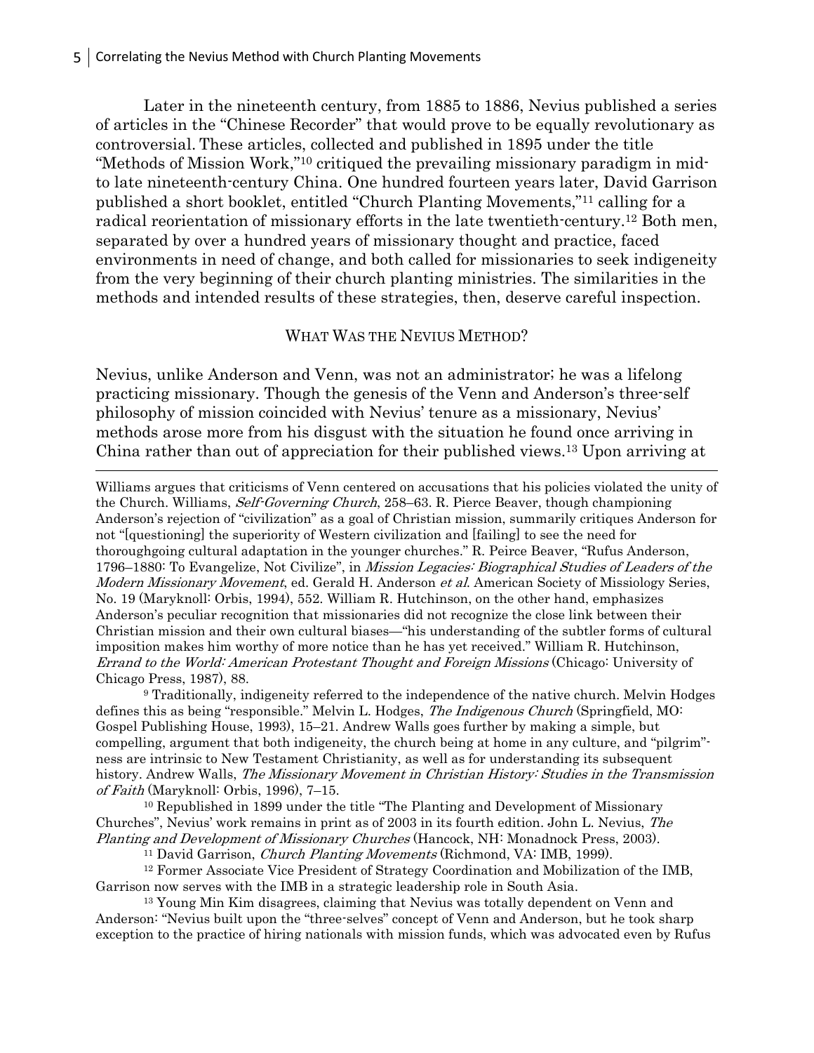Later in the nineteenth century, from 1885 to 1886, Nevius published a series of articles in the "Chinese Recorder" that would prove to be equally revolutionary as controversial. These articles, collected and published in 1895 under the title "Methods of Mission Work,"[10] critiqued the prevailing missionary paradigm in mid- to late nineteenth-century China. One hundred fourteen years later, David Garrison published a short booklet, entitled "Church Planting Movements,"[11] calling for a radical reorientation of missionary efforts in the late twentieth-century.[12] Both men, separated by over a hundred years of missionary thought and practice, faced environments in need of change, and both called for missionaries to seek indigeneity from the very beginning of their church planting ministries. The similarities in the methods and intended results of these strategies, then, deserve careful inspection.

## WHAT WAS THE NEVIUS METHOD?

Nevius, unlike Anderson and Venn, was not an administrator; he was a lifelong practicing missionary. Though the genesis of the Venn and Anderson's three-self philosophy of mission coincided with Nevius' tenure as a missionary, Nevius' methods arose more from his disgust with the situation he found once arriving in China rather than out of appreciation for their published views.[13] Upon arriving at

---

Williams argues that criticisms of Venn centered on accusations that his policies violated the unity of the Church. Williams, *Self-Governing Church*, 258–63. R. Pierce Beaver, though championing Anderson's rejection of "civilization" as a goal of Christian mission, summarily critiques Anderson for not "[questioning] the superiority of Western civilization and [failing] to see the need for thoroughgoing cultural adaptation in the younger churches." R. Peirce Beaver, "Rufus Anderson, 1796–1880: To Evangelize, Not Civilize", in *Mission Legacies: Biographical Studies of Leaders of the Modern Missionary Movement*, ed. Gerald H. Anderson *et al*. American Society of Missiology Series, No. 19 (Maryknoll: Orbis, 1994), 552. William R. Hutchinson, on the other hand, emphasizes Anderson's peculiar recognition that missionaries did not recognize the close link between their Christian mission and their own cultural biases—"his understanding of the subtler forms of cultural imposition makes him worthy of more notice than he has yet received." William R. Hutchinson, *Errand to the World: American Protestant Thought and Foreign Missions* (Chicago: University of Chicago Press, 1987), 88.

[9] Traditionally, indigeneity referred to the independence of the native church. Melvin Hodges defines this as being "responsible." Melvin L. Hodges, *The Indigenous Church* (Springfield, MO: Gospel Publishing House, 1993), 15–21. Andrew Walls goes further by making a simple, but compelling, argument that both indigeneity, the church being at home in any culture, and "pilgrim"-ness are intrinsic to New Testament Christianity, as well as for understanding its subsequent history. Andrew Walls, *The Missionary Movement in Christian History: Studies in the Transmission of Faith* (Maryknoll: Orbis, 1996), 7–15.

[10] Republished in 1899 under the title "The Planting and Development of Missionary Churches", Nevius' work remains in print as of 2003 in its fourth edition. John L. Nevius, *The Planting and Development of Missionary Churches* (Hancock, NH: Monadnock Press, 2003).

[11] David Garrison, *Church Planting Movements* (Richmond, VA: IMB, 1999).

[12] Former Associate Vice President of Strategy Coordination and Mobilization of the IMB, Garrison now serves with the IMB in a strategic leadership role in South Asia.

[13] Young Min Kim disagrees, claiming that Nevius was totally dependent on Venn and Anderson: "Nevius built upon the "three-selves" concept of Venn and Anderson, but he took sharp exception to the practice of hiring nationals with mission funds, which was advocated even by Rufus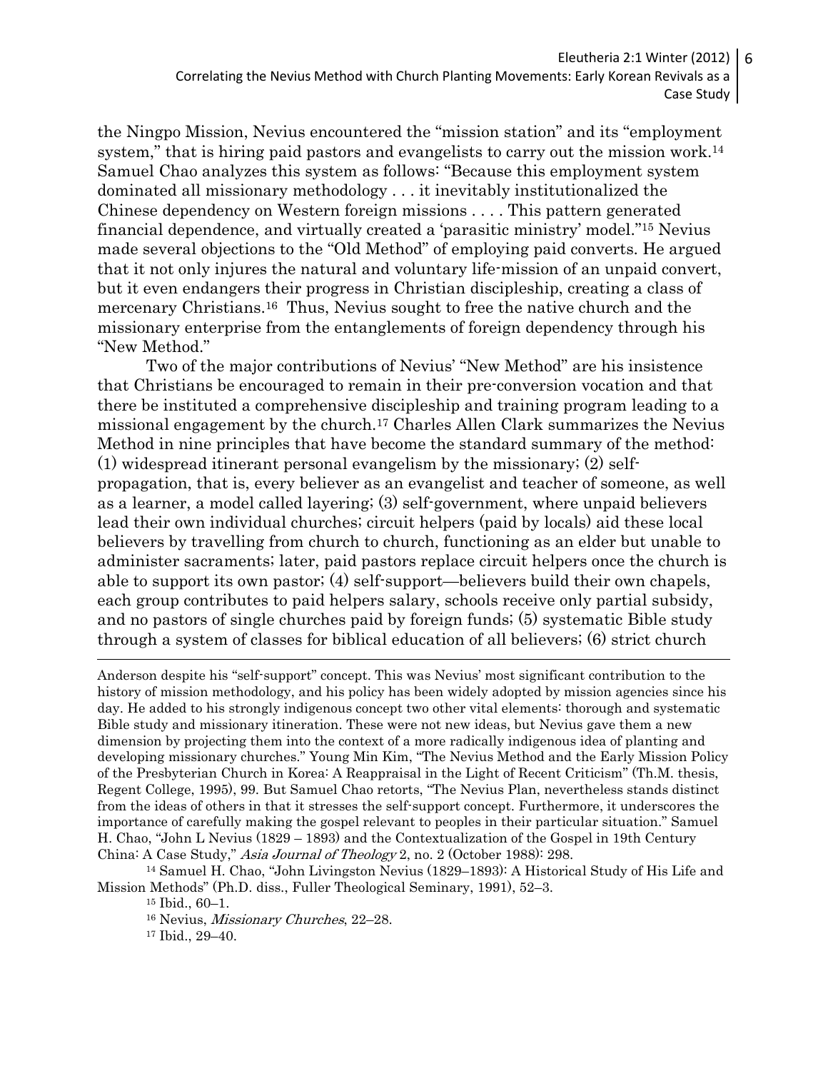the Ningpo Mission, Nevius encountered the "mission station" and its "employment system," that is hiring paid pastors and evangelists to carry out the mission work.[14] Samuel Chao analyzes this system as follows: "Because this employment system dominated all missionary methodology . . . it inevitably institutionalized the Chinese dependency on Western foreign missions . . . . This pattern generated financial dependence, and virtually created a 'parasitic ministry' model."[15] Nevius made several objections to the "Old Method" of employing paid converts. He argued that it not only injures the natural and voluntary life-mission of an unpaid convert, but it even endangers their progress in Christian discipleship, creating a class of mercenary Christians.[16] Thus, Nevius sought to free the native church and the missionary enterprise from the entanglements of foreign dependency through his "New Method."

Two of the major contributions of Nevius' "New Method" are his insistence that Christians be encouraged to remain in their pre-conversion vocation and that there be instituted a comprehensive discipleship and training program leading to a missional engagement by the church.[17] Charles Allen Clark summarizes the Nevius Method in nine principles that have become the standard summary of the method: (1) widespread itinerant personal evangelism by the missionary; (2) self-propagation, that is, every believer as an evangelist and teacher of someone, as well as a learner, a model called layering; (3) self-government, where unpaid believers lead their own individual churches; circuit helpers (paid by locals) aid these local believers by travelling from church to church, functioning as an elder but unable to administer sacraments; later, paid pastors replace circuit helpers once the church is able to support its own pastor; (4) self-support—believers build their own chapels, each group contributes to paid helpers salary, schools receive only partial subsidy, and no pastors of single churches paid by foreign funds; (5) systematic Bible study through a system of classes for biblical education of all believers; (6) strict church

---

Anderson despite his "self-support" concept. This was Nevius' most significant contribution to the history of mission methodology, and his policy has been widely adopted by mission agencies since his day. He added to his strongly indigenous concept two other vital elements: thorough and systematic Bible study and missionary itineration. These were not new ideas, but Nevius gave them a new dimension by projecting them into the context of a more radically indigenous idea of planting and developing missionary churches." Young Min Kim, "The Nevius Method and the Early Mission Policy of the Presbyterian Church in Korea: A Reappraisal in the Light of Recent Criticism" (Th.M. thesis, Regent College, 1995), 99. But Samuel Chao retorts, "The Nevius Plan, nevertheless stands distinct from the ideas of others in that it stresses the self-support concept. Furthermore, it underscores the importance of carefully making the gospel relevant to peoples in their particular situation." Samuel H. Chao, "John L Nevius (1829 – 1893) and the Contextualization of the Gospel in 19th Century China: A Case Study," *Asia Journal of Theology* 2, no. 2 (October 1988): 298.

[14] Samuel H. Chao, "John Livingston Nevius (1829–1893): A Historical Study of His Life and Mission Methods" (Ph.D. diss., Fuller Theological Seminary, 1991), 52–3.

[15] Ibid., 60–1.

[16] Nevius, *Missionary Churches*, 22–28.

[17] Ibid., 29–40.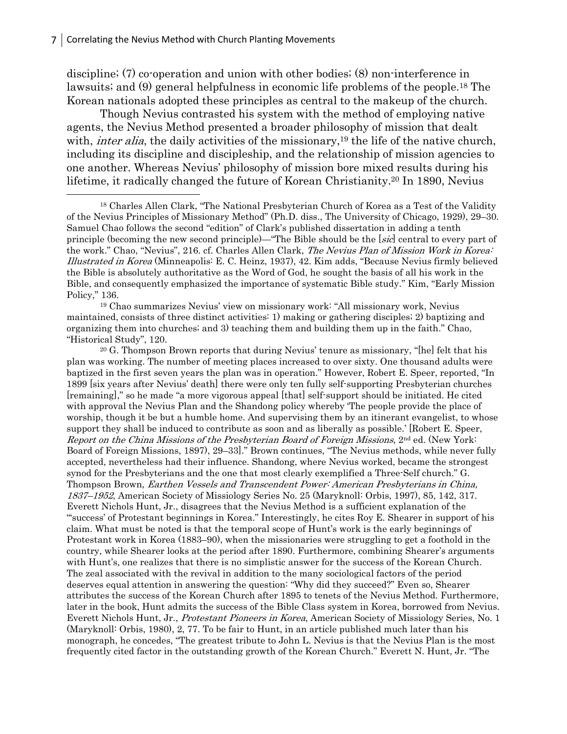discipline; (7) co-operation and union with other bodies; (8) non-interference in lawsuits; and (9) general helpfulness in economic life problems of the people.[18] The Korean nationals adopted these principles as central to the makeup of the church.

Though Nevius contrasted his system with the method of employing native agents, the Nevius Method presented a broader philosophy of mission that dealt with, *inter alia*, the daily activities of the missionary,[19] the life of the native church, including its discipline and discipleship, and the relationship of mission agencies to one another. Whereas Nevius' philosophy of mission bore mixed results during his lifetime, it radically changed the future of Korean Christianity.[20] In 1890, Nevius

---

[18] Charles Allen Clark, "The National Presbyterian Church of Korea as a Test of the Validity of the Nevius Principles of Missionary Method" (Ph.D. diss., The University of Chicago, 1929), 29–30. Samuel Chao follows the second "edition" of Clark's published dissertation in adding a tenth principle (becoming the new second principle)—"The Bible should be the [*sic*] central to every part of the work." Chao, "Nevius", 216. cf. Charles Allen Clark, *The Nevius Plan of Mission Work in Korea: Illustrated in Korea* (Minneapolis: E. C. Heinz, 1937), 42. Kim adds, "Because Nevius firmly believed the Bible is absolutely authoritative as the Word of God, he sought the basis of all his work in the Bible, and consequently emphasized the importance of systematic Bible study." Kim, "Early Mission Policy," 136.

[19] Chao summarizes Nevius' view on missionary work: "All missionary work, Nevius maintained, consists of three distinct activities: 1) making or gathering disciples; 2) baptizing and organizing them into churches; and 3) teaching them and building them up in the faith." Chao, "Historical Study", 120.

[20] G. Thompson Brown reports that during Nevius' tenure as missionary, "[he] felt that his plan was working. The number of meeting places increased to over sixty. One thousand adults were baptized in the first seven years the plan was in operation." However, Robert E. Speer, reported, "In 1899 [six years after Nevius' death] there were only ten fully self-supporting Presbyterian churches [remaining]," so he made "a more vigorous appeal [that] self-support should be initiated. He cited with approval the Nevius Plan and the Shandong policy whereby 'The people provide the place of worship, though it be but a humble home. And supervising them by an itinerant evangelist, to whose support they shall be induced to contribute as soon and as liberally as possible.' [Robert E. Speer, *Report on the China Missions of the Presbyterian Board of Foreign Missions*, 2nd ed. (New York: Board of Foreign Missions, 1897), 29–33]." Brown continues, "The Nevius methods, while never fully accepted, nevertheless had their influence. Shandong, where Nevius worked, became the strongest synod for the Presbyterians and the one that most clearly exemplified a Three-Self church." G. Thompson Brown, *Earthen Vessels and Transcendent Power: American Presbyterians in China, 1837–1952*, American Society of Missiology Series No. 25 (Maryknoll: Orbis, 1997), 85, 142, 317. Everett Nichols Hunt, Jr., disagrees that the Nevius Method is a sufficient explanation of the "'success' of Protestant beginnings in Korea." Interestingly, he cites Roy E. Shearer in support of his claim. What must be noted is that the temporal scope of Hunt's work is the early beginnings of Protestant work in Korea (1883–90), when the missionaries were struggling to get a foothold in the country, while Shearer looks at the period after 1890. Furthermore, combining Shearer's arguments with Hunt's, one realizes that there is no simplistic answer for the success of the Korean Church. The zeal associated with the revival in addition to the many sociological factors of the period deserves equal attention in answering the question: "Why did they succeed?" Even so, Shearer attributes the success of the Korean Church after 1895 to tenets of the Nevius Method. Furthermore, later in the book, Hunt admits the success of the Bible Class system in Korea, borrowed from Nevius. Everett Nichols Hunt, Jr., *Protestant Pioneers in Korea*, American Society of Missiology Series, No. 1 (Maryknoll: Orbis, 1980), 2, 77. To be fair to Hunt, in an article published much later than his monograph, he concedes, "The greatest tribute to John L. Nevius is that the Nevius Plan is the most frequently cited factor in the outstanding growth of the Korean Church." Everett N. Hunt, Jr. "The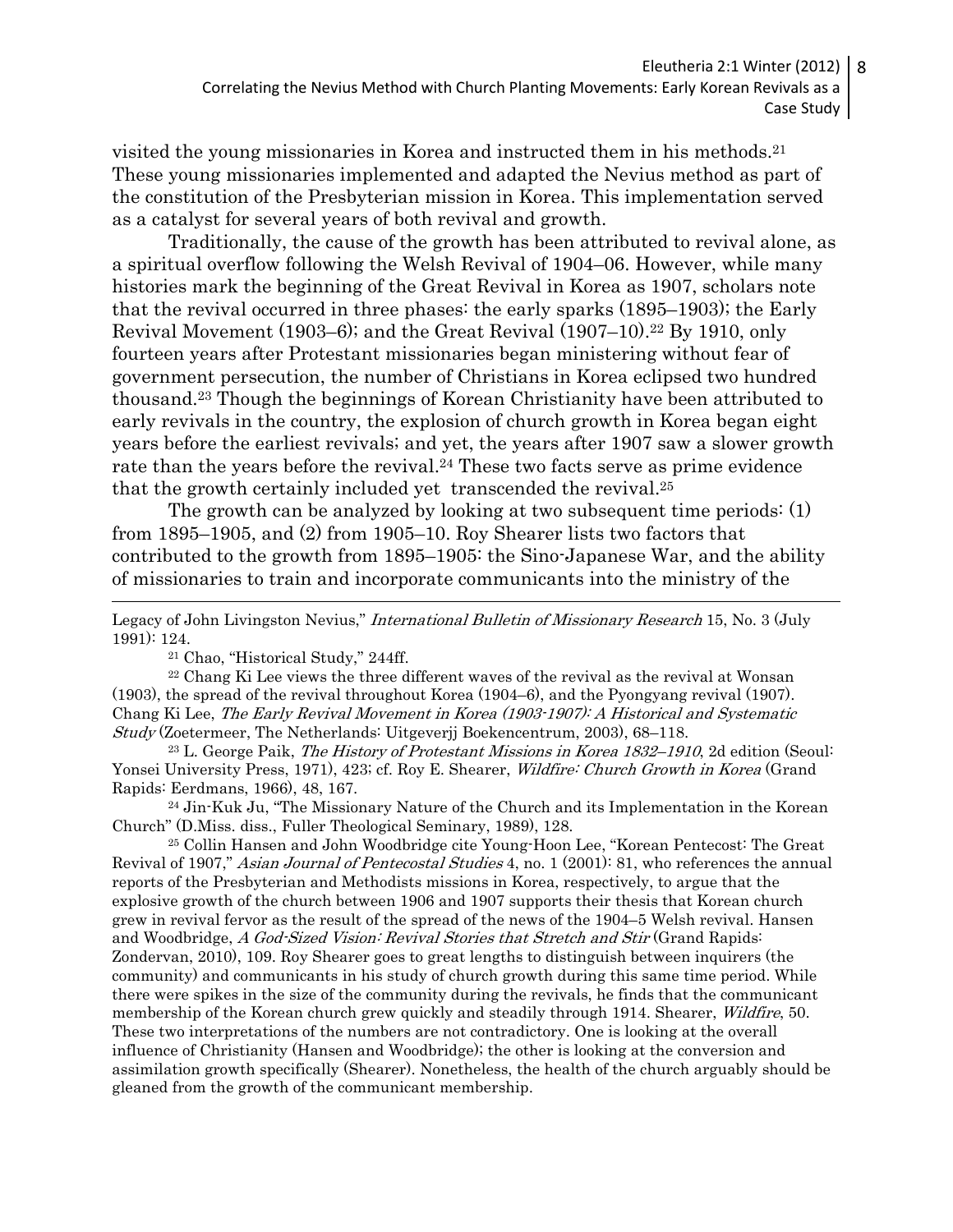visited the young missionaries in Korea and instructed them in his methods.[21] These young missionaries implemented and adapted the Nevius method as part of the constitution of the Presbyterian mission in Korea. This implementation served as a catalyst for several years of both revival and growth.

Traditionally, the cause of the growth has been attributed to revival alone, as a spiritual overflow following the Welsh Revival of 1904–06. However, while many histories mark the beginning of the Great Revival in Korea as 1907, scholars note that the revival occurred in three phases: the early sparks (1895–1903); the Early Revival Movement (1903–6); and the Great Revival (1907–10).[22] By 1910, only fourteen years after Protestant missionaries began ministering without fear of government persecution, the number of Christians in Korea eclipsed two hundred thousand.[23] Though the beginnings of Korean Christianity have been attributed to early revivals in the country, the explosion of church growth in Korea began eight years before the earliest revivals; and yet, the years after 1907 saw a slower growth rate than the years before the revival.[24] These two facts serve as prime evidence that the growth certainly included yet transcended the revival.[25]

The growth can be analyzed by looking at two subsequent time periods: (1) from 1895–1905, and (2) from 1905–10. Roy Shearer lists two factors that contributed to the growth from 1895–1905: the Sino-Japanese War, and the ability of missionaries to train and incorporate communicants into the ministry of the

---

Legacy of John Livingston Nevius," *International Bulletin of Missionary Research* 15, No. 3 (July 1991): 124.

[21] Chao, "Historical Study," 244ff.

[22] Chang Ki Lee views the three different waves of the revival as the revival at Wonsan (1903), the spread of the revival throughout Korea (1904–6), and the Pyongyang revival (1907). Chang Ki Lee, *The Early Revival Movement in Korea (1903-1907): A Historical and Systematic Study* (Zoetermeer, The Netherlands: Uitgeverjj Boekencentrum, 2003), 68–118.

[23] L. George Paik, *The History of Protestant Missions in Korea 1832–1910*, 2d edition (Seoul: Yonsei University Press, 1971), 423; cf. Roy E. Shearer, *Wildfire: Church Growth in Korea* (Grand Rapids: Eerdmans, 1966), 48, 167.

[24] Jin-Kuk Ju, "The Missionary Nature of the Church and its Implementation in the Korean Church" (D.Miss. diss., Fuller Theological Seminary, 1989), 128.

[25] Collin Hansen and John Woodbridge cite Young-Hoon Lee, "Korean Pentecost: The Great Revival of 1907," *Asian Journal of Pentecostal Studies* 4, no. 1 (2001): 81, who references the annual reports of the Presbyterian and Methodists missions in Korea, respectively, to argue that the explosive growth of the church between 1906 and 1907 supports their thesis that Korean church grew in revival fervor as the result of the spread of the news of the 1904–5 Welsh revival. Hansen and Woodbridge, *A God-Sized Vision: Revival Stories that Stretch and Stir* (Grand Rapids: Zondervan, 2010), 109. Roy Shearer goes to great lengths to distinguish between inquirers (the community) and communicants in his study of church growth during this same time period. While there were spikes in the size of the community during the revivals, he finds that the communicant membership of the Korean church grew quickly and steadily through 1914. Shearer, *Wildfire*, 50. These two interpretations of the numbers are not contradictory. One is looking at the overall influence of Christianity (Hansen and Woodbridge); the other is looking at the conversion and assimilation growth specifically (Shearer). Nonetheless, the health of the church arguably should be gleaned from the growth of the communicant membership.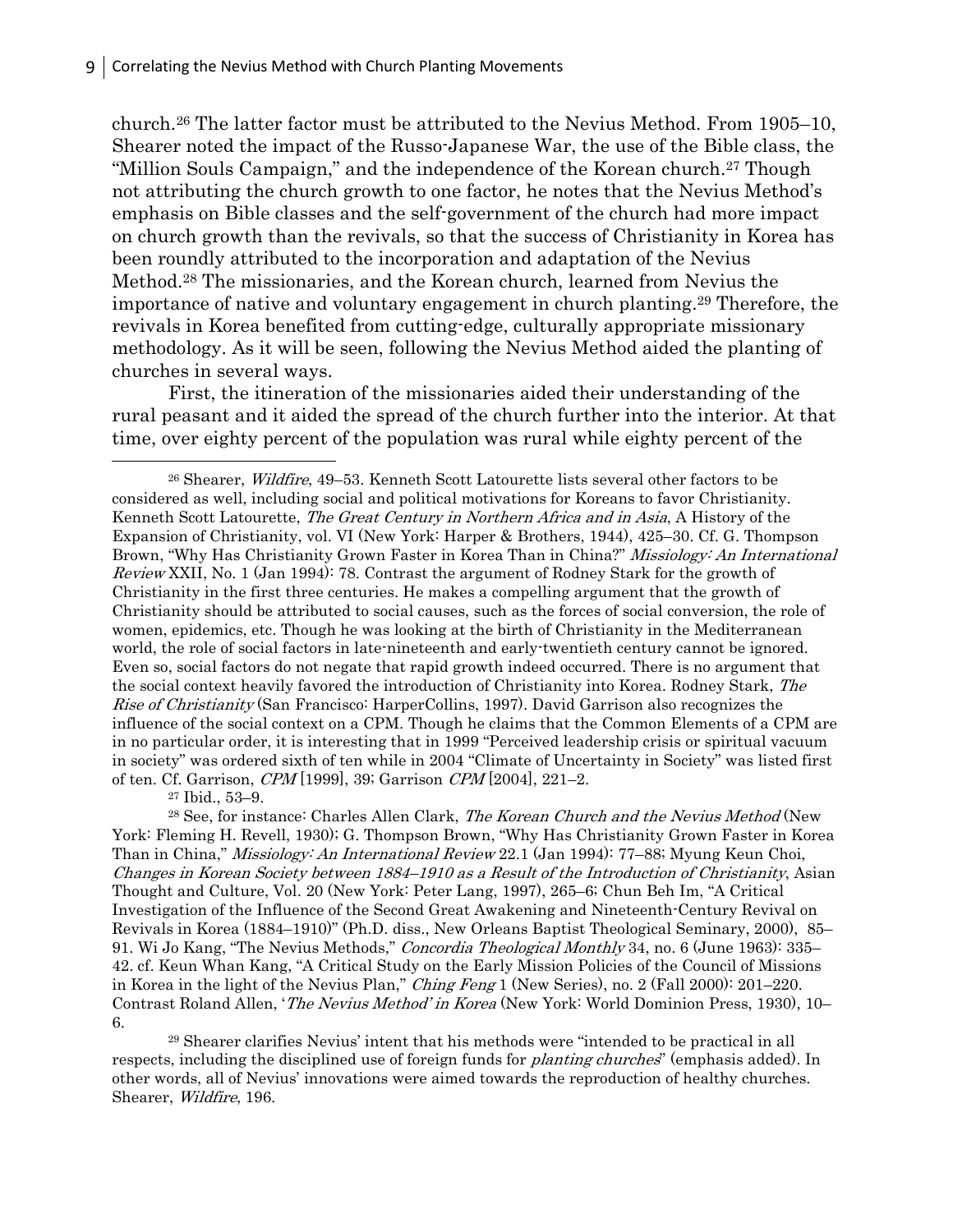church.[26] The latter factor must be attributed to the Nevius Method. From 1905–10, Shearer noted the impact of the Russo-Japanese War, the use of the Bible class, the "Million Souls Campaign," and the independence of the Korean church.[27] Though not attributing the church growth to one factor, he notes that the Nevius Method's emphasis on Bible classes and the self-government of the church had more impact on church growth than the revivals, so that the success of Christianity in Korea has been roundly attributed to the incorporation and adaptation of the Nevius Method.[28] The missionaries, and the Korean church, learned from Nevius the importance of native and voluntary engagement in church planting.[29] Therefore, the revivals in Korea benefited from cutting-edge, culturally appropriate missionary methodology. As it will be seen, following the Nevius Method aided the planting of churches in several ways.

First, the itineration of the missionaries aided their understanding of the rural peasant and it aided the spread of the church further into the interior. At that time, over eighty percent of the population was rural while eighty percent of the

---

[26] Shearer, *Wildfire*, 49–53. Kenneth Scott Latourette lists several other factors to be considered as well, including social and political motivations for Koreans to favor Christianity. Kenneth Scott Latourette, *The Great Century in Northern Africa and in Asia*, A History of the Expansion of Christianity, vol. VI (New York: Harper & Brothers, 1944), 425–30. Cf. G. Thompson Brown, "Why Has Christianity Grown Faster in Korea Than in China?" *Missiology: An International Review* XXII, No. 1 (Jan 1994): 78. Contrast the argument of Rodney Stark for the growth of Christianity in the first three centuries. He makes a compelling argument that the growth of Christianity should be attributed to social causes, such as the forces of social conversion, the role of women, epidemics, etc. Though he was looking at the birth of Christianity in the Mediterranean world, the role of social factors in late-nineteenth and early-twentieth century cannot be ignored. Even so, social factors do not negate that rapid growth indeed occurred. There is no argument that the social context heavily favored the introduction of Christianity into Korea. Rodney Stark, *The Rise of Christianity* (San Francisco: HarperCollins, 1997). David Garrison also recognizes the influence of the social context on a CPM. Though he claims that the Common Elements of a CPM are in no particular order, it is interesting that in 1999 "Perceived leadership crisis or spiritual vacuum in society" was ordered sixth of ten while in 2004 "Climate of Uncertainty in Society" was listed first of ten. Cf. Garrison, *CPM* [1999], 39; Garrison *CPM* [2004], 221–2.

[27] Ibid., 53–9.

[28] See, for instance: Charles Allen Clark, *The Korean Church and the Nevius Method* (New York: Fleming H. Revell, 1930); G. Thompson Brown, "Why Has Christianity Grown Faster in Korea Than in China," *Missiology: An International Review* 22.1 (Jan 1994): 77–88; Myung Keun Choi, *Changes in Korean Society between 1884–1910 as a Result of the Introduction of Christianity*, Asian Thought and Culture, Vol. 20 (New York: Peter Lang, 1997), 265–6; Chun Beh Im, "A Critical Investigation of the Influence of the Second Great Awakening and Nineteenth-Century Revival on Revivals in Korea (1884–1910)" (Ph.D. diss., New Orleans Baptist Theological Seminary, 2000), 85–91. Wi Jo Kang, "The Nevius Methods," *Concordia Theological Monthly* 34, no. 6 (June 1963): 335–42. cf. Keun Whan Kang, "A Critical Study on the Early Mission Policies of the Council of Missions in Korea in the light of the Nevius Plan," *Ching Feng* 1 (New Series), no. 2 (Fall 2000): 201–220. Contrast Roland Allen, '*The Nevius Method' in Korea* (New York: World Dominion Press, 1930), 10–6.

[29] Shearer clarifies Nevius' intent that his methods were "intended to be practical in all respects, including the disciplined use of foreign funds for *planting churches*" (emphasis added). In other words, all of Nevius' innovations were aimed towards the reproduction of healthy churches. Shearer, *Wildfire*, 196.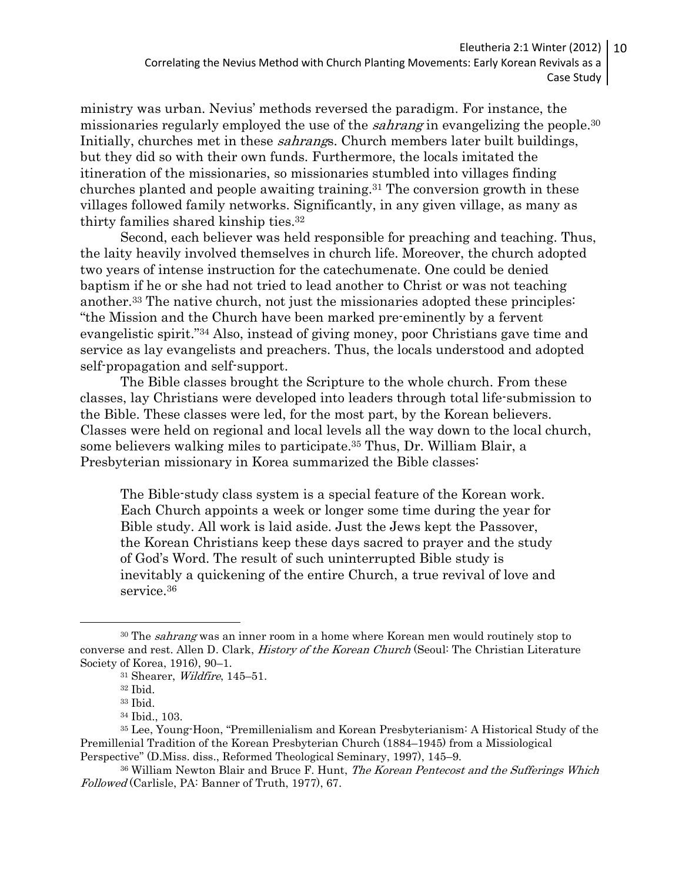ministry was urban. Nevius' methods reversed the paradigm. For instance, the missionaries regularly employed the use of the *sahrang* in evangelizing the people.[30] Initially, churches met in these *sahrang*s. Church members later built buildings, but they did so with their own funds. Furthermore, the locals imitated the itineration of the missionaries, so missionaries stumbled into villages finding churches planted and people awaiting training.[31] The conversion growth in these villages followed family networks. Significantly, in any given village, as many as thirty families shared kinship ties.[32]

Second, each believer was held responsible for preaching and teaching. Thus, the laity heavily involved themselves in church life. Moreover, the church adopted two years of intense instruction for the catechumenate. One could be denied baptism if he or she had not tried to lead another to Christ or was not teaching another.[33] The native church, not just the missionaries adopted these principles: "the Mission and the Church have been marked pre-eminently by a fervent evangelistic spirit."[34] Also, instead of giving money, poor Christians gave time and service as lay evangelists and preachers. Thus, the locals understood and adopted self-propagation and self-support.

The Bible classes brought the Scripture to the whole church. From these classes, lay Christians were developed into leaders through total life-submission to the Bible. These classes were led, for the most part, by the Korean believers. Classes were held on regional and local levels all the way down to the local church, some believers walking miles to participate.[35] Thus, Dr. William Blair, a Presbyterian missionary in Korea summarized the Bible classes:

> The Bible-study class system is a special feature of the Korean work. Each Church appoints a week or longer some time during the year for Bible study. All work is laid aside. Just the Jews kept the Passover, the Korean Christians keep these days sacred to prayer and the study of God's Word. The result of such uninterrupted Bible study is inevitably a quickening of the entire Church, a true revival of love and service.[36]

---

[30] The *sahrang* was an inner room in a home where Korean men would routinely stop to converse and rest. Allen D. Clark, *History of the Korean Church* (Seoul: The Christian Literature Society of Korea, 1916), 90–1.

[31] Shearer, *Wildfire*, 145–51.

[32] Ibid.

[33] Ibid.

[34] Ibid., 103.

[35] Lee, Young-Hoon, "Premillenialism and Korean Presbyterianism: A Historical Study of the Premillenial Tradition of the Korean Presbyterian Church (1884–1945) from a Missiological Perspective" (D.Miss. diss., Reformed Theological Seminary, 1997), 145–9.

[36] William Newton Blair and Bruce F. Hunt, *The Korean Pentecost and the Sufferings Which Followed* (Carlisle, PA: Banner of Truth, 1977), 67.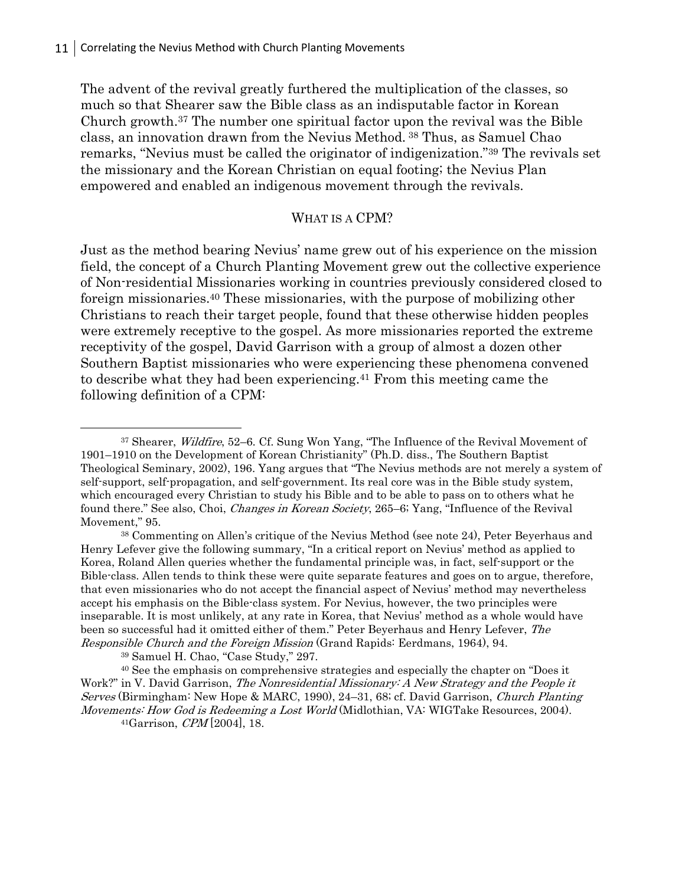The advent of the revival greatly furthered the multiplication of the classes, so much so that Shearer saw the Bible class as an indisputable factor in Korean Church growth.[37] The number one spiritual factor upon the revival was the Bible class, an innovation drawn from the Nevius Method.[38] Thus, as Samuel Chao remarks, "Nevius must be called the originator of indigenization."[39] The revivals set the missionary and the Korean Christian on equal footing; the Nevius Plan empowered and enabled an indigenous movement through the revivals.

## WHAT IS A CPM?

Just as the method bearing Nevius' name grew out of his experience on the mission field, the concept of a Church Planting Movement grew out the collective experience of Non-residential Missionaries working in countries previously considered closed to foreign missionaries.[40] These missionaries, with the purpose of mobilizing other Christians to reach their target people, found that these otherwise hidden peoples were extremely receptive to the gospel. As more missionaries reported the extreme receptivity of the gospel, David Garrison with a group of almost a dozen other Southern Baptist missionaries who were experiencing these phenomena convened to describe what they had been experiencing.[41] From this meeting came the following definition of a CPM:

---

[37] Shearer, *Wildfire*, 52–6. Cf. Sung Won Yang, "The Influence of the Revival Movement of 1901–1910 on the Development of Korean Christianity" (Ph.D. diss., The Southern Baptist Theological Seminary, 2002), 196. Yang argues that "The Nevius methods are not merely a system of self-support, self-propagation, and self-government. Its real core was in the Bible study system, which encouraged every Christian to study his Bible and to be able to pass on to others what he found there." See also, Choi, *Changes in Korean Society*, 265–6; Yang, "Influence of the Revival Movement," 95.

[38] Commenting on Allen's critique of the Nevius Method (see note 24), Peter Beyerhaus and Henry Lefever give the following summary, "In a critical report on Nevius' method as applied to Korea, Roland Allen queries whether the fundamental principle was, in fact, self-support or the Bible-class. Allen tends to think these were quite separate features and goes on to argue, therefore, that even missionaries who do not accept the financial aspect of Nevius' method may nevertheless accept his emphasis on the Bible-class system. For Nevius, however, the two principles were inseparable. It is most unlikely, at any rate in Korea, that Nevius' method as a whole would have been so successful had it omitted either of them." Peter Beyerhaus and Henry Lefever, *The Responsible Church and the Foreign Mission* (Grand Rapids: Eerdmans, 1964), 94.

[39] Samuel H. Chao, "Case Study," 297.

[40] See the emphasis on comprehensive strategies and especially the chapter on "Does it Work?" in V. David Garrison, *The Nonresidential Missionary: A New Strategy and the People it Serves* (Birmingham: New Hope & MARC, 1990), 24–31, 68; cf. David Garrison, *Church Planting Movements: How God is Redeeming a Lost World* (Midlothian, VA: WIGTake Resources, 2004).

[41] Garrison, *CPM* [2004], 18.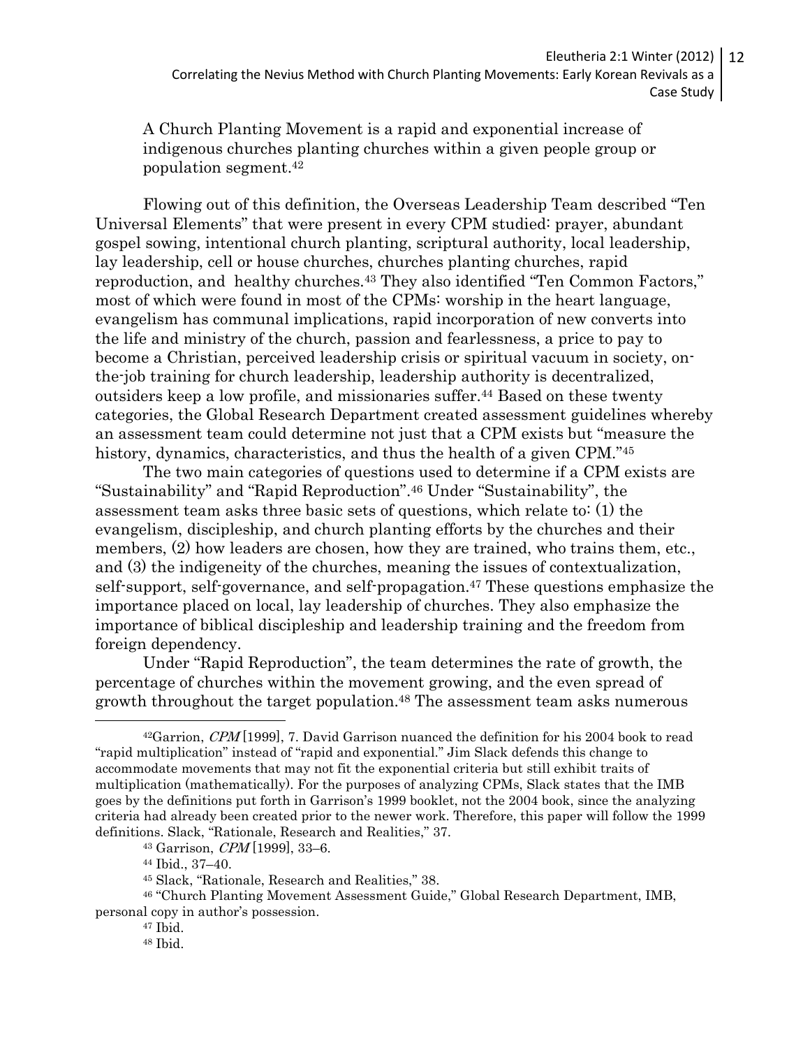> A Church Planting Movement is a rapid and exponential increase of indigenous churches planting churches within a given people group or population segment.[42]

Flowing out of this definition, the Overseas Leadership Team described "Ten Universal Elements" that were present in every CPM studied: prayer, abundant gospel sowing, intentional church planting, scriptural authority, local leadership, lay leadership, cell or house churches, churches planting churches, rapid reproduction, and healthy churches.[43] They also identified "Ten Common Factors," most of which were found in most of the CPMs: worship in the heart language, evangelism has communal implications, rapid incorporation of new converts into the life and ministry of the church, passion and fearlessness, a price to pay to become a Christian, perceived leadership crisis or spiritual vacuum in society, on-the-job training for church leadership, leadership authority is decentralized, outsiders keep a low profile, and missionaries suffer.[44] Based on these twenty categories, the Global Research Department created assessment guidelines whereby an assessment team could determine not just that a CPM exists but "measure the history, dynamics, characteristics, and thus the health of a given CPM."[45]

The two main categories of questions used to determine if a CPM exists are "Sustainability" and "Rapid Reproduction".[46] Under "Sustainability", the assessment team asks three basic sets of questions, which relate to: (1) the evangelism, discipleship, and church planting efforts by the churches and their members, (2) how leaders are chosen, how they are trained, who trains them, etc., and (3) the indigeneity of the churches, meaning the issues of contextualization, self-support, self-governance, and self-propagation.[47] These questions emphasize the importance placed on local, lay leadership of churches. They also emphasize the importance of biblical discipleship and leadership training and the freedom from foreign dependency.

Under "Rapid Reproduction", the team determines the rate of growth, the percentage of churches within the movement growing, and the even spread of growth throughout the target population.[48] The assessment team asks numerous

---

[42] Garrison, *CPM* [1999], 7. David Garrison nuanced the definition for his 2004 book to read "rapid multiplication" instead of "rapid and exponential." Jim Slack defends this change to accommodate movements that may not fit the exponential criteria but still exhibit traits of multiplication (mathematically). For the purposes of analyzing CPMs, Slack states that the IMB goes by the definitions put forth in Garrison's 1999 booklet, not the 2004 book, since the analyzing criteria had already been created prior to the newer work. Therefore, this paper will follow the 1999 definitions. Slack, "Rationale, Research and Realities," 37.

[43] Garrison, *CPM* [1999], 33–6.

[44] Ibid., 37–40.

[45] Slack, "Rationale, Research and Realities," 38.

[46] "Church Planting Movement Assessment Guide," Global Research Department, IMB, personal copy in author's possession.

[47] Ibid.

[48] Ibid.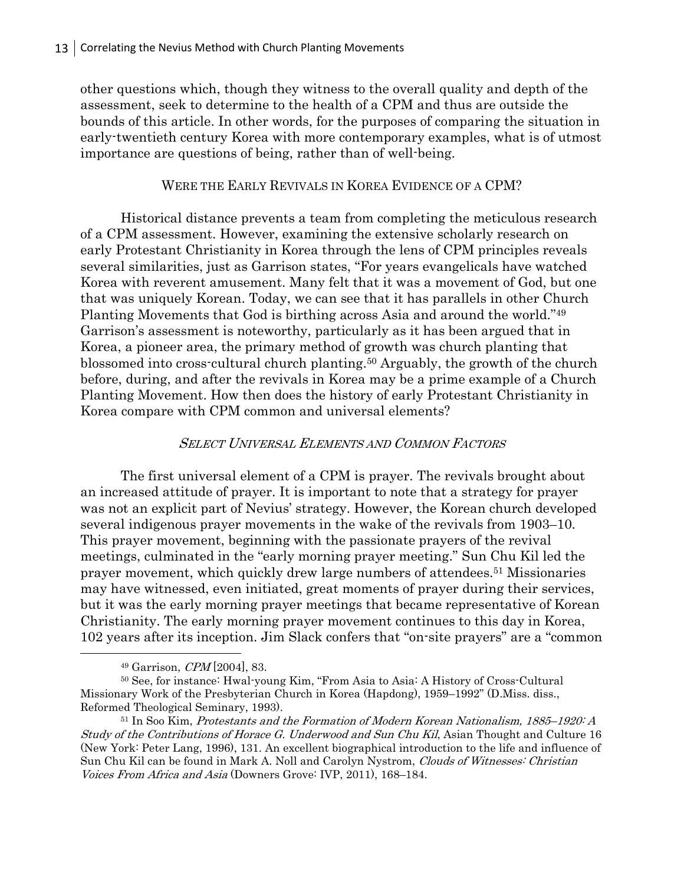other questions which, though they witness to the overall quality and depth of the assessment, seek to determine to the health of a CPM and thus are outside the bounds of this article. In other words, for the purposes of comparing the situation in early-twentieth century Korea with more contemporary examples, what is of utmost importance are questions of being, rather than of well-being.

### WERE THE EARLY REVIVALS IN KOREA EVIDENCE OF A CPM?

Historical distance prevents a team from completing the meticulous research of a CPM assessment. However, examining the extensive scholarly research on early Protestant Christianity in Korea through the lens of CPM principles reveals several similarities, just as Garrison states, "For years evangelicals have watched Korea with reverent amusement. Many felt that it was a movement of God, but one that was uniquely Korean. Today, we can see that it has parallels in other Church Planting Movements that God is birthing across Asia and around the world."[49] Garrison's assessment is noteworthy, particularly as it has been argued that in Korea, a pioneer area, the primary method of growth was church planting that blossomed into cross-cultural church planting.[50] Arguably, the growth of the church before, during, and after the revivals in Korea may be a prime example of a Church Planting Movement. How then does the history of early Protestant Christianity in Korea compare with CPM common and universal elements?

#### *SELECT UNIVERSAL ELEMENTS AND COMMON FACTORS*

The first universal element of a CPM is prayer. The revivals brought about an increased attitude of prayer. It is important to note that a strategy for prayer was not an explicit part of Nevius' strategy. However, the Korean church developed several indigenous prayer movements in the wake of the revivals from 1903–10. This prayer movement, beginning with the passionate prayers of the revival meetings, culminated in the "early morning prayer meeting." Sun Chu Kil led the prayer movement, which quickly drew large numbers of attendees.[51] Missionaries may have witnessed, even initiated, great moments of prayer during their services, but it was the early morning prayer meetings that became representative of Korean Christianity. The early morning prayer movement continues to this day in Korea, 102 years after its inception. Jim Slack confers that "on-site prayers" are a "common

---

[49] Garrison, *CPM* [2004], 83.

[50] See, for instance: Hwal-young Kim, "From Asia to Asia: A History of Cross-Cultural Missionary Work of the Presbyterian Church in Korea (Hapdong), 1959–1992" (D.Miss. diss., Reformed Theological Seminary, 1993).

[51] In Soo Kim, *Protestants and the Formation of Modern Korean Nationalism, 1885–1920: A Study of the Contributions of Horace G. Underwood and Sun Chu Kil*, Asian Thought and Culture 16 (New York: Peter Lang, 1996), 131. An excellent biographical introduction to the life and influence of Sun Chu Kil can be found in Mark A. Noll and Carolyn Nystrom, *Clouds of Witnesses: Christian Voices From Africa and Asia* (Downers Grove: IVP, 2011), 168–184.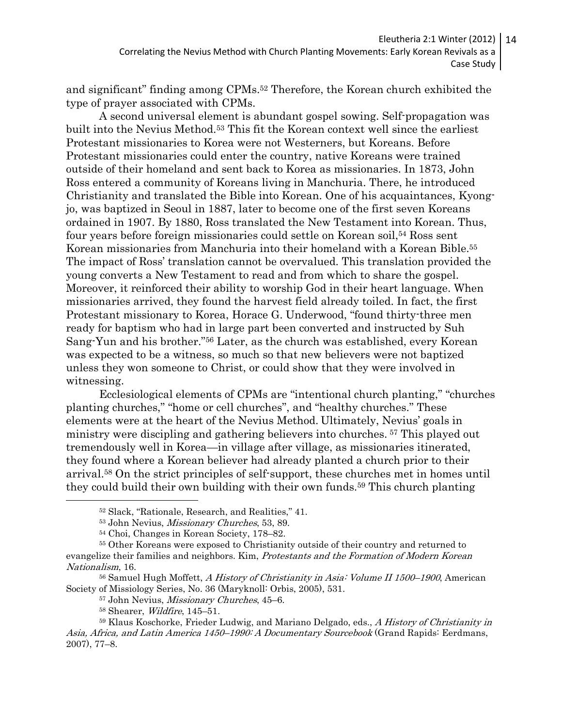and significant" finding among CPMs.[52] Therefore, the Korean church exhibited the type of prayer associated with CPMs.

A second universal element is abundant gospel sowing. Self-propagation was built into the Nevius Method.[53] This fit the Korean context well since the earliest Protestant missionaries to Korea were not Westerners, but Koreans. Before Protestant missionaries could enter the country, native Koreans were trained outside of their homeland and sent back to Korea as missionaries. In 1873, John Ross entered a community of Koreans living in Manchuria. There, he introduced Christianity and translated the Bible into Korean. One of his acquaintances, Kyong-jo, was baptized in Seoul in 1887, later to become one of the first seven Koreans ordained in 1907. By 1880, Ross translated the New Testament into Korean. Thus, four years before foreign missionaries could settle on Korean soil,[54] Ross sent Korean missionaries from Manchuria into their homeland with a Korean Bible.[55] The impact of Ross' translation cannot be overvalued. This translation provided the young converts a New Testament to read and from which to share the gospel. Moreover, it reinforced their ability to worship God in their heart language. When missionaries arrived, they found the harvest field already toiled. In fact, the first Protestant missionary to Korea, Horace G. Underwood, "found thirty-three men ready for baptism who had in large part been converted and instructed by Suh Sang-Yun and his brother."[56] Later, as the church was established, every Korean was expected to be a witness, so much so that new believers were not baptized unless they won someone to Christ, or could show that they were involved in witnessing.

Ecclesiological elements of CPMs are "intentional church planting," "churches planting churches," "home or cell churches", and "healthy churches." These elements were at the heart of the Nevius Method. Ultimately, Nevius' goals in ministry were discipling and gathering believers into churches.[57] This played out tremendously well in Korea—in village after village, as missionaries itinerated, they found where a Korean believer had already planted a church prior to their arrival.[58] On the strict principles of self-support, these churches met in homes until they could build their own building with their own funds.[59] This church planting

---

[52] Slack, "Rationale, Research, and Realities," 41.

[53] John Nevius, *Missionary Churches*, 53, 89.

[54] Choi, Changes in Korean Society, 178–82.

[55] Other Koreans were exposed to Christianity outside of their country and returned to evangelize their families and neighbors. Kim, *Protestants and the Formation of Modern Korean Nationalism*, 16.

[56] Samuel Hugh Moffett, *A History of Christianity in Asia: Volume II 1500–1900*, American Society of Missiology Series, No. 36 (Maryknoll: Orbis, 2005), 531.

[57] John Nevius, *Missionary Churches*, 45–6.

[58] Shearer, *Wildfire*, 145–51.

[59] Klaus Koschorke, Frieder Ludwig, and Mariano Delgado, eds., *A History of Christianity in Asia, Africa, and Latin America 1450–1990: A Documentary Sourcebook* (Grand Rapids: Eerdmans, 2007), 77–8.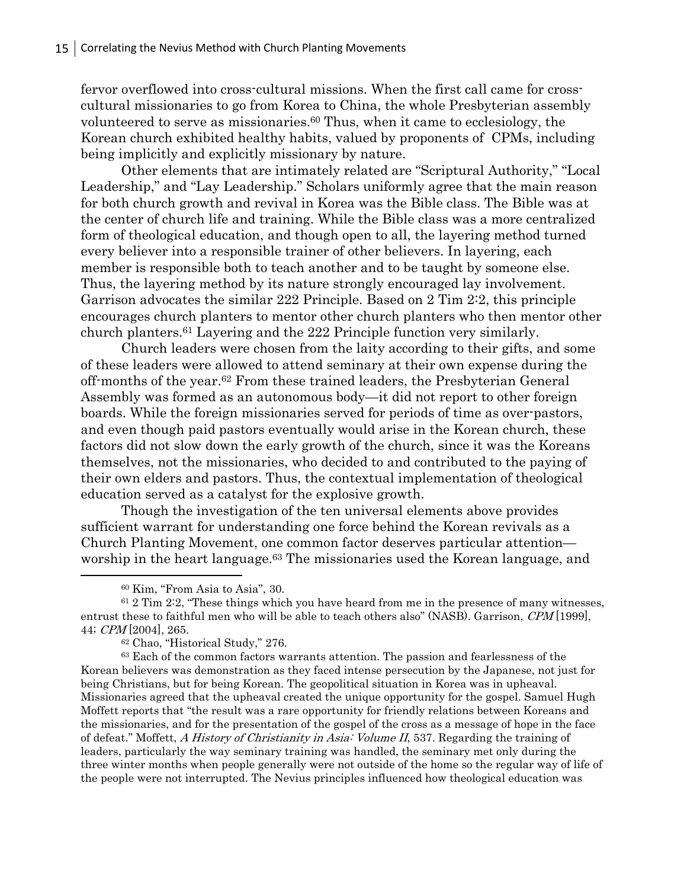fervor overflowed into cross-cultural missions. When the first call came for cross-cultural missionaries to go from Korea to China, the whole Presbyterian assembly volunteered to serve as missionaries.[60] Thus, when it came to ecclesiology, the Korean church exhibited healthy habits, valued by proponents of CPMs, including being implicitly and explicitly missionary by nature.

Other elements that are intimately related are "Scriptural Authority," "Local Leadership," and "Lay Leadership." Scholars uniformly agree that the main reason for both church growth and revival in Korea was the Bible class. The Bible was at the center of church life and training. While the Bible class was a more centralized form of theological education, and though open to all, the layering method turned every believer into a responsible trainer of other believers. In layering, each member is responsible both to teach another and to be taught by someone else. Thus, the layering method by its nature strongly encouraged lay involvement. Garrison advocates the similar 222 Principle. Based on 2 Tim 2:2, this principle encourages church planters to mentor other church planters who then mentor other church planters.[61] Layering and the 222 Principle function very similarly.

Church leaders were chosen from the laity according to their gifts, and some of these leaders were allowed to attend seminary at their own expense during the off-months of the year.[62] From these trained leaders, the Presbyterian General Assembly was formed as an autonomous body—it did not report to other foreign boards. While the foreign missionaries served for periods of time as over-pastors, and even though paid pastors eventually would arise in the Korean church, these factors did not slow down the early growth of the church, since it was the Koreans themselves, not the missionaries, who decided to and contributed to the paying of their own elders and pastors. Thus, the contextual implementation of theological education served as a catalyst for the explosive growth.

Though the investigation of the ten universal elements above provides sufficient warrant for understanding one force behind the Korean revivals as a Church Planting Movement, one common factor deserves particular attention—worship in the heart language.[63] The missionaries used the Korean language, and

---

[60] Kim, "From Asia to Asia", 30.

[61] 2 Tim 2:2, "These things which you have heard from me in the presence of many witnesses, entrust these to faithful men who will be able to teach others also" (NASB). Garrison, *CPM* [1999], 44; *CPM* [2004], 265.

[62] Chao, "Historical Study," 276.

[63] Each of the common factors warrants attention. The passion and fearlessness of the Korean believers was demonstration as they faced intense persecution by the Japanese, not just for being Christians, but for being Korean. The geopolitical situation in Korea was in upheaval. Missionaries agreed that the upheaval created the unique opportunity for the gospel. Samuel Hugh Moffett reports that "the result was a rare opportunity for friendly relations between Koreans and the missionaries, and for the presentation of the gospel of the cross as a message of hope in the face of defeat." Moffett, *A History of Christianity in Asia: Volume II*, 537. Regarding the training of leaders, particularly the way seminary training was handled, the seminary met only during the three winter months when people generally were not outside of the home so the regular way of life of the people were not interrupted. The Nevius principles influenced how theological education was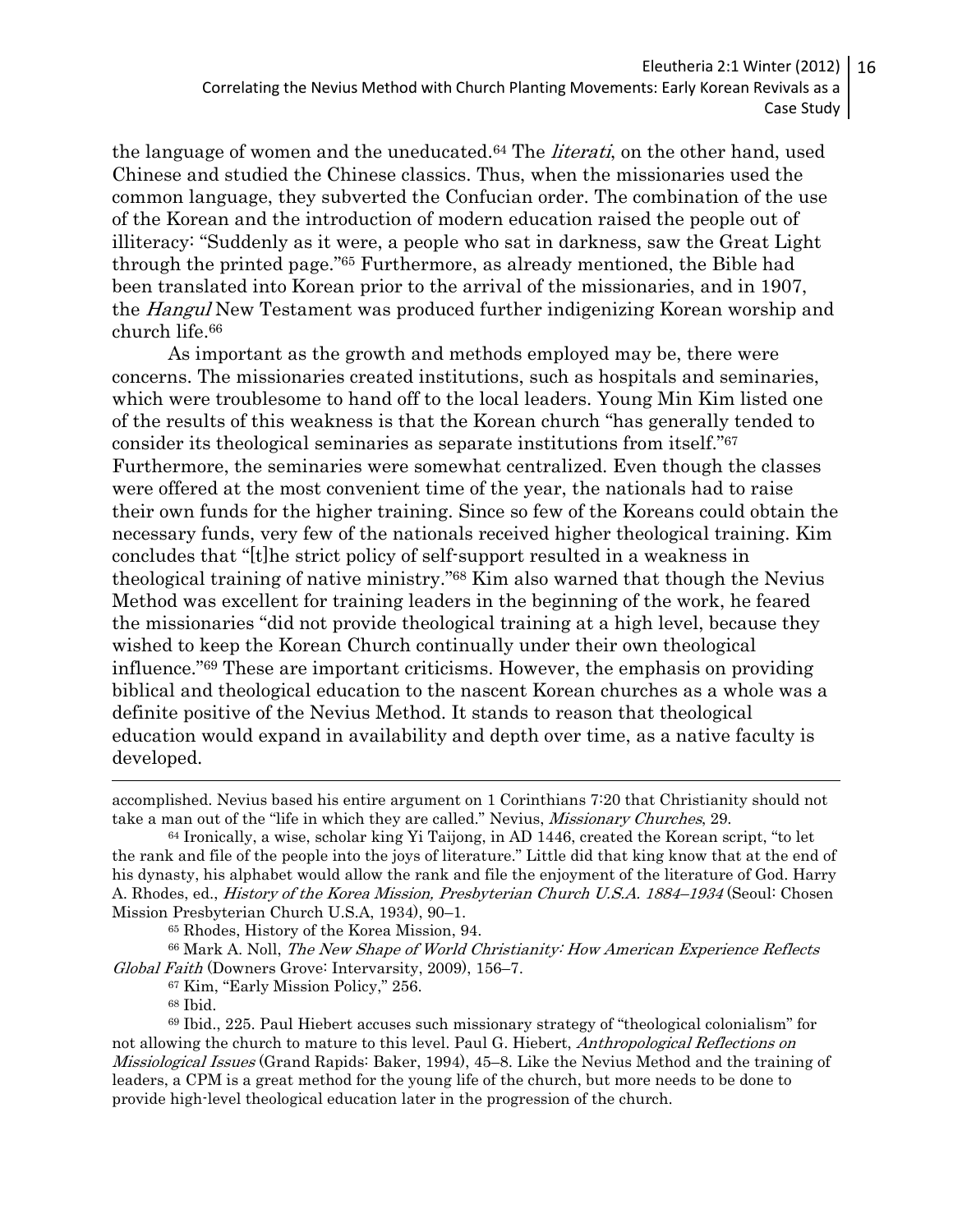the language of women and the uneducated.[64] The *literati*, on the other hand, used Chinese and studied the Chinese classics. Thus, when the missionaries used the common language, they subverted the Confucian order. The combination of the use of the Korean and the introduction of modern education raised the people out of illiteracy: "Suddenly as it were, a people who sat in darkness, saw the Great Light through the printed page."[65] Furthermore, as already mentioned, the Bible had been translated into Korean prior to the arrival of the missionaries, and in 1907, the *Hangul* New Testament was produced further indigenizing Korean worship and church life.[66]

As important as the growth and methods employed may be, there were concerns. The missionaries created institutions, such as hospitals and seminaries, which were troublesome to hand off to the local leaders. Young Min Kim listed one of the results of this weakness is that the Korean church "has generally tended to consider its theological seminaries as separate institutions from itself."[67] Furthermore, the seminaries were somewhat centralized. Even though the classes were offered at the most convenient time of the year, the nationals had to raise their own funds for the higher training. Since so few of the Koreans could obtain the necessary funds, very few of the nationals received higher theological training. Kim concludes that "[t]he strict policy of self-support resulted in a weakness in theological training of native ministry."[68] Kim also warned that though the Nevius Method was excellent for training leaders in the beginning of the work, he feared the missionaries "did not provide theological training at a high level, because they wished to keep the Korean Church continually under their own theological influence."[69] These are important criticisms. However, the emphasis on providing biblical and theological education to the nascent Korean churches as a whole was a definite positive of the Nevius Method. It stands to reason that theological education would expand in availability and depth over time, as a native faculty is developed.

---

accomplished. Nevius based his entire argument on 1 Corinthians 7:20 that Christianity should not take a man out of the "life in which they are called." Nevius, *Missionary Churches*, 29.

[64] Ironically, a wise, scholar king Yi Taijong, in AD 1446, created the Korean script, "to let the rank and file of the people into the joys of literature." Little did that king know that at the end of his dynasty, his alphabet would allow the rank and file the enjoyment of the literature of God. Harry A. Rhodes, ed., *History of the Korea Mission, Presbyterian Church U.S.A. 1884–1934* (Seoul: Chosen Mission Presbyterian Church U.S.A, 1934), 90–1.

[65] Rhodes, History of the Korea Mission, 94.

[66] Mark A. Noll, *The New Shape of World Christianity: How American Experience Reflects Global Faith* (Downers Grove: Intervarsity, 2009), 156–7.

[67] Kim, "Early Mission Policy," 256.

[68] Ibid.

[69] Ibid., 225. Paul Hiebert accuses such missionary strategy of "theological colonialism" for not allowing the church to mature to this level. Paul G. Hiebert, *Anthropological Reflections on Missiological Issues* (Grand Rapids: Baker, 1994), 45–8. Like the Nevius Method and the training of leaders, a CPM is a great method for the young life of the church, but more needs to be done to provide high-level theological education later in the progression of the church.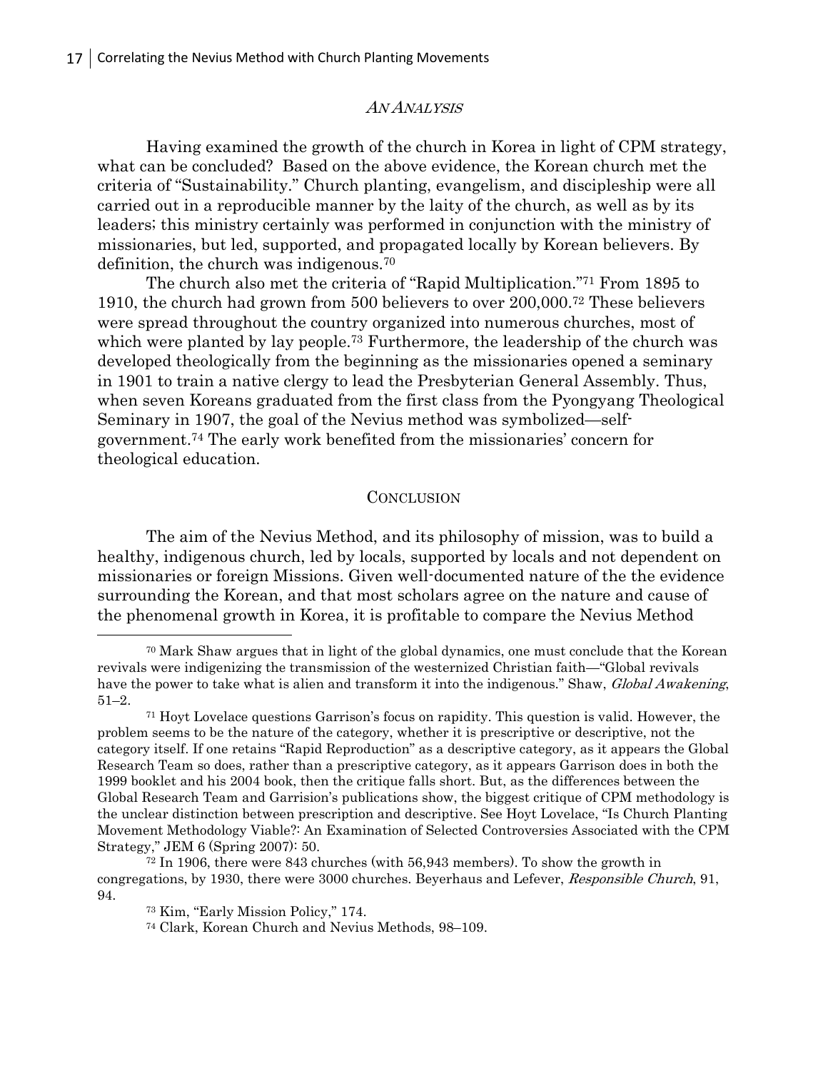### *An Analysis*

Having examined the growth of the church in Korea in light of CPM strategy, what can be concluded? Based on the above evidence, the Korean church met the criteria of "Sustainability." Church planting, evangelism, and discipleship were all carried out in a reproducible manner by the laity of the church, as well as by its leaders; this ministry certainly was performed in conjunction with the ministry of missionaries, but led, supported, and propagated locally by Korean believers. By definition, the church was indigenous.[70]

The church also met the criteria of "Rapid Multiplication."[71] From 1895 to 1910, the church had grown from 500 believers to over 200,000.[72] These believers were spread throughout the country organized into numerous churches, most of which were planted by lay people.[73] Furthermore, the leadership of the church was developed theologically from the beginning as the missionaries opened a seminary in 1901 to train a native clergy to lead the Presbyterian General Assembly. Thus, when seven Koreans graduated from the first class from the Pyongyang Theological Seminary in 1907, the goal of the Nevius method was symbolized—self-government.[74] The early work benefited from the missionaries' concern for theological education.

### Conclusion

The aim of the Nevius Method, and its philosophy of mission, was to build a healthy, indigenous church, led by locals, supported by locals and not dependent on missionaries or foreign Missions. Given well-documented nature of the the evidence surrounding the Korean, and that most scholars agree on the nature and cause of the phenomenal growth in Korea, it is profitable to compare the Nevius Method

---

[70] Mark Shaw argues that in light of the global dynamics, one must conclude that the Korean revivals were indigenizing the transmission of the westernized Christian faith—"Global revivals have the power to take what is alien and transform it into the indigenous." Shaw, *Global Awakening*, 51–2.

[71] Hoyt Lovelace questions Garrison's focus on rapidity. This question is valid. However, the problem seems to be the nature of the category, whether it is prescriptive or descriptive, not the category itself. If one retains "Rapid Reproduction" as a descriptive category, as it appears the Global Research Team so does, rather than a prescriptive category, as it appears Garrison does in both the 1999 booklet and his 2004 book, then the critique falls short. But, as the differences between the Global Research Team and Garrision's publications show, the biggest critique of CPM methodology is the unclear distinction between prescription and descriptive. See Hoyt Lovelace, "Is Church Planting Movement Methodology Viable?: An Examination of Selected Controversies Associated with the CPM Strategy," JEM 6 (Spring 2007): 50.

[72] In 1906, there were 843 churches (with 56,943 members). To show the growth in congregations, by 1930, there were 3000 churches. Beyerhaus and Lefever, *Responsible Church*, 91, 94.

[73] Kim, "Early Mission Policy," 174.

[74] Clark, Korean Church and Nevius Methods, 98–109.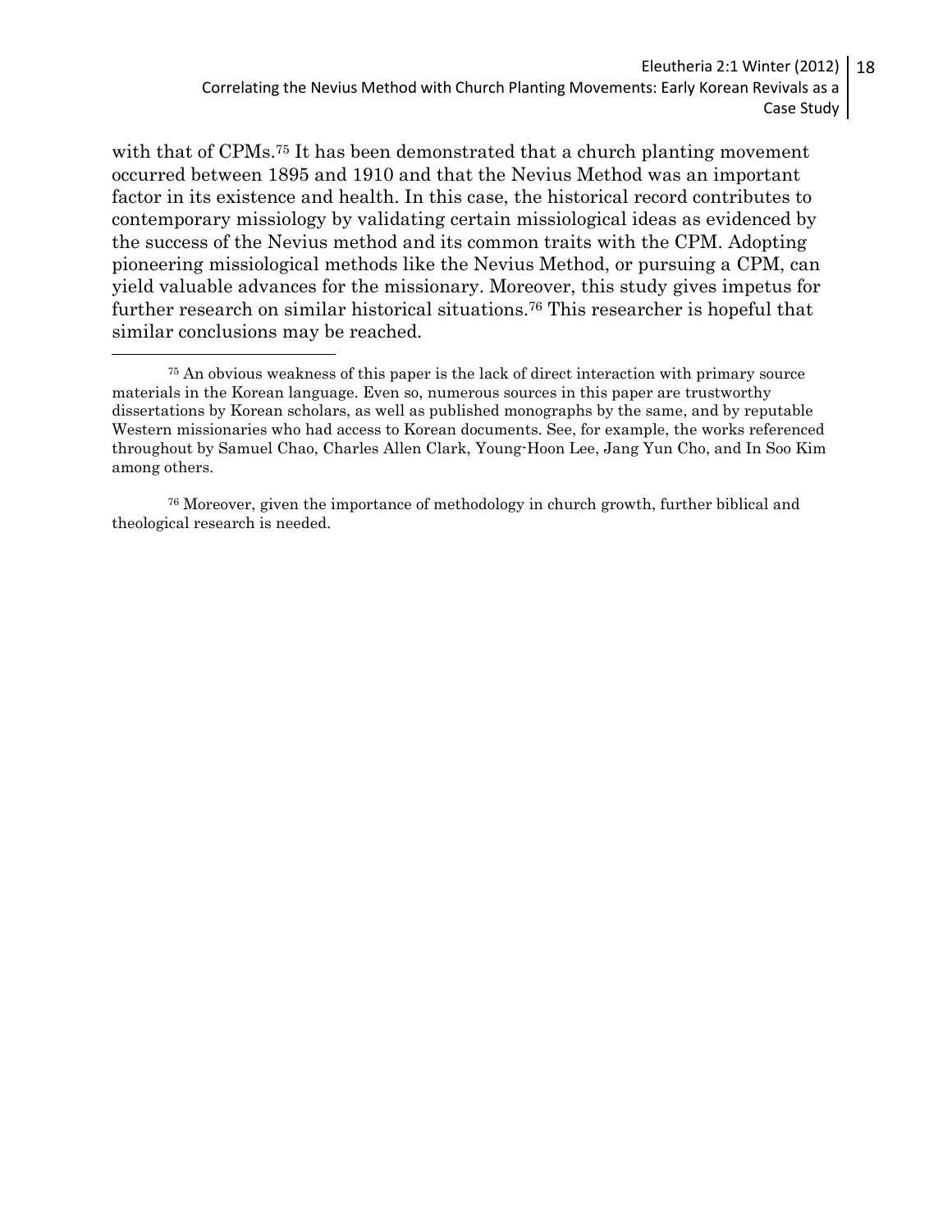with that of CPMs.[75] It has been demonstrated that a church planting movement occurred between 1895 and 1910 and that the Nevius Method was an important factor in its existence and health. In this case, the historical record contributes to contemporary missiology by validating certain missiological ideas as evidenced by the success of the Nevius method and its common traits with the CPM. Adopting pioneering missiological methods like the Nevius Method, or pursuing a CPM, can yield valuable advances for the missionary. Moreover, this study gives impetus for further research on similar historical situations.[76] This researcher is hopeful that similar conclusions may be reached.

---

[75] An obvious weakness of this paper is the lack of direct interaction with primary source materials in the Korean language. Even so, numerous sources in this paper are trustworthy dissertations by Korean scholars, as well as published monographs by the same, and by reputable Western missionaries who had access to Korean documents. See, for example, the works referenced throughout by Samuel Chao, Charles Allen Clark, Young-Hoon Lee, Jang Yun Cho, and In Soo Kim among others.

[76] Moreover, given the importance of methodology in church growth, further biblical and theological research is needed.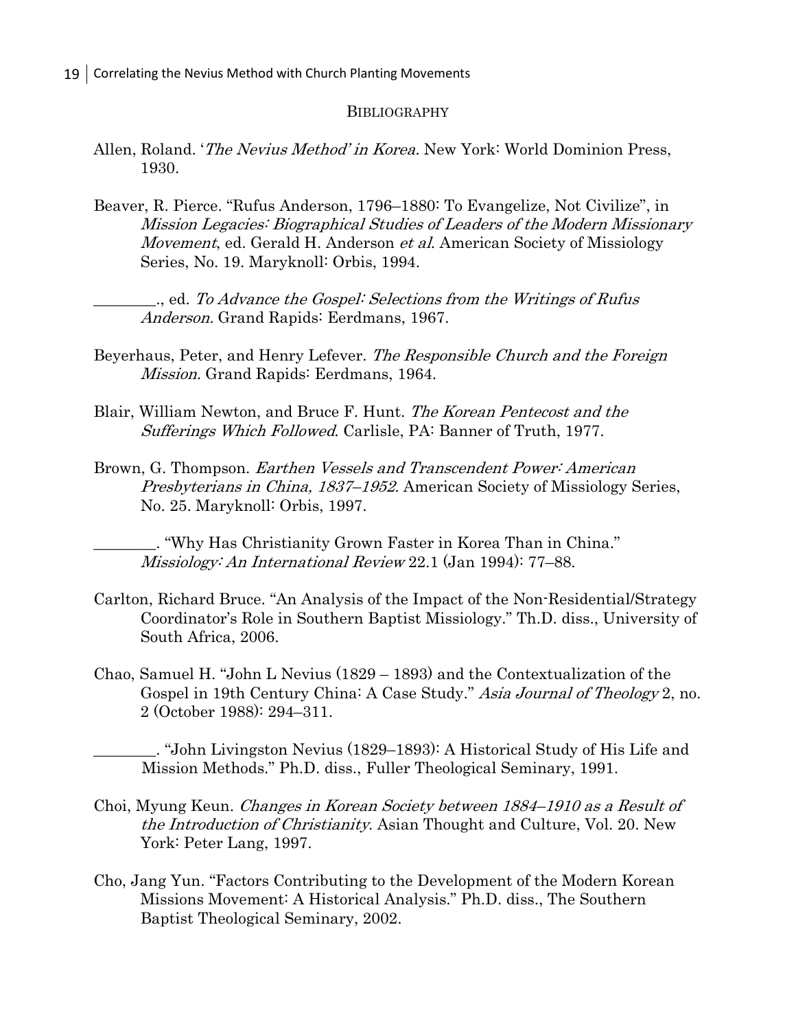## Bibliography

Allen, Roland. '*The Nevius Method' in Korea.* New York: World Dominion Press, 1930.

Beaver, R. Pierce. "Rufus Anderson, 1796–1880: To Evangelize, Not Civilize", in *Mission Legacies: Biographical Studies of Leaders of the Modern Missionary Movement*, ed. Gerald H. Anderson *et al.* American Society of Missiology Series, No. 19. Maryknoll: Orbis, 1994.

________., ed. *To Advance the Gospel: Selections from the Writings of Rufus Anderson.* Grand Rapids: Eerdmans, 1967.

Beyerhaus, Peter, and Henry Lefever. *The Responsible Church and the Foreign Mission.* Grand Rapids: Eerdmans, 1964.

Blair, William Newton, and Bruce F. Hunt. *The Korean Pentecost and the Sufferings Which Followed.* Carlisle, PA: Banner of Truth, 1977.

Brown, G. Thompson. *Earthen Vessels and Transcendent Power: American Presbyterians in China, 1837–1952.* American Society of Missiology Series, No. 25. Maryknoll: Orbis, 1997.

________. "Why Has Christianity Grown Faster in Korea Than in China." *Missiology: An International Review* 22.1 (Jan 1994): 77–88.

Carlton, Richard Bruce. "An Analysis of the Impact of the Non-Residential/Strategy Coordinator's Role in Southern Baptist Missiology." Th.D. diss., University of South Africa, 2006.

Chao, Samuel H. "John L Nevius (1829 – 1893) and the Contextualization of the Gospel in 19th Century China: A Case Study." *Asia Journal of Theology* 2, no. 2 (October 1988): 294–311.

________. "John Livingston Nevius (1829–1893): A Historical Study of His Life and Mission Methods." Ph.D. diss., Fuller Theological Seminary, 1991.

Choi, Myung Keun. *Changes in Korean Society between 1884–1910 as a Result of the Introduction of Christianity.* Asian Thought and Culture, Vol. 20. New York: Peter Lang, 1997.

Cho, Jang Yun. "Factors Contributing to the Development of the Modern Korean Missions Movement: A Historical Analysis." Ph.D. diss., The Southern Baptist Theological Seminary, 2002.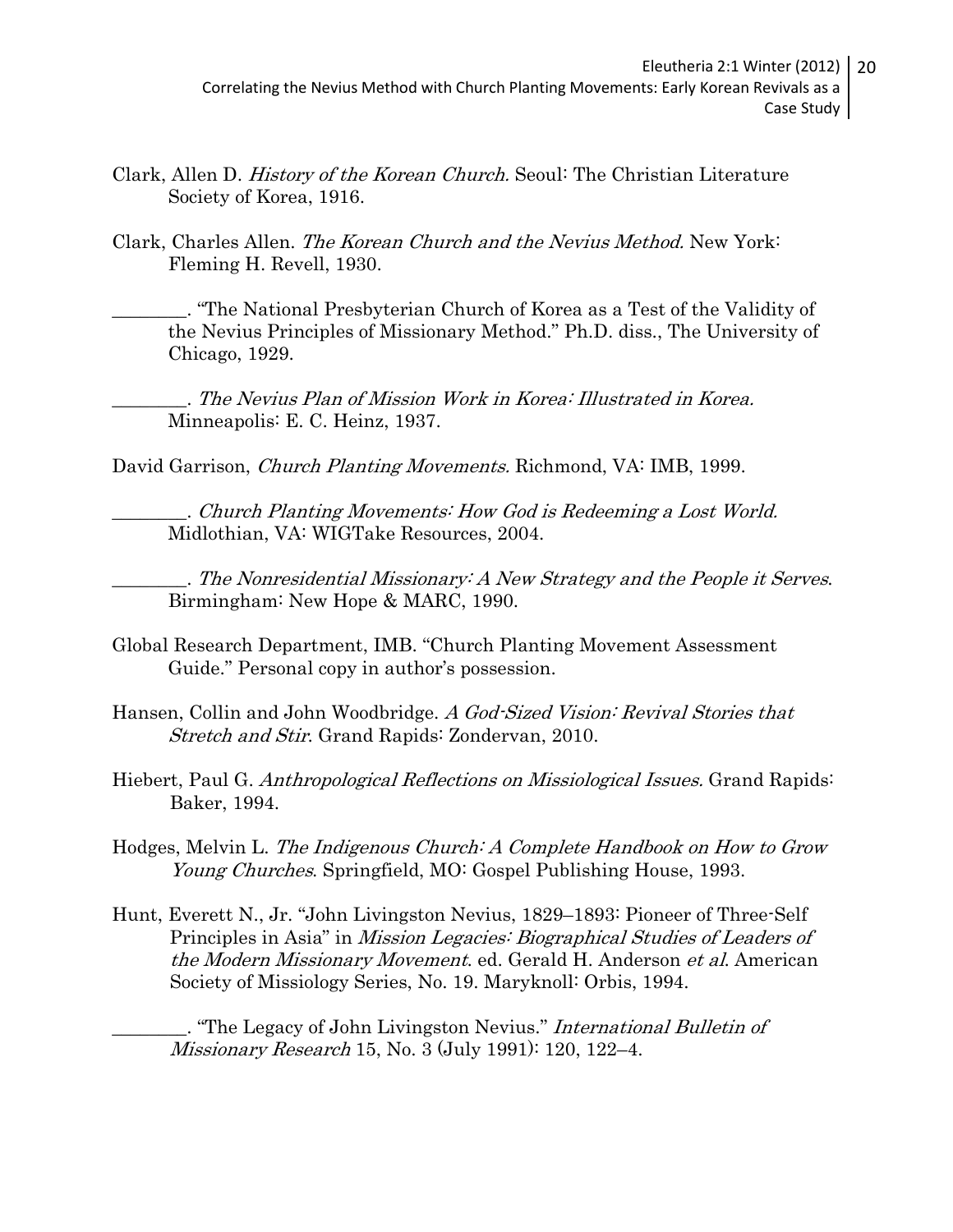Clark, Allen D. *History of the Korean Church.* Seoul: The Christian Literature Society of Korea, 1916.

Clark, Charles Allen. *The Korean Church and the Nevius Method.* New York: Fleming H. Revell, 1930.

________. "The National Presbyterian Church of Korea as a Test of the Validity of the Nevius Principles of Missionary Method." Ph.D. diss., The University of Chicago, 1929.

________. *The Nevius Plan of Mission Work in Korea: Illustrated in Korea.* Minneapolis: E. C. Heinz, 1937.

David Garrison, *Church Planting Movements.* Richmond, VA: IMB, 1999.

________. *Church Planting Movements: How God is Redeeming a Lost World.* Midlothian, VA: WIGTake Resources, 2004.

________. *The Nonresidential Missionary: A New Strategy and the People it Serves*. Birmingham: New Hope & MARC, 1990.

Global Research Department, IMB. "Church Planting Movement Assessment Guide." Personal copy in author's possession.

Hansen, Collin and John Woodbridge. *A God-Sized Vision: Revival Stories that Stretch and Stir*. Grand Rapids: Zondervan, 2010.

Hiebert, Paul G. *Anthropological Reflections on Missiological Issues.* Grand Rapids: Baker, 1994.

Hodges, Melvin L. *The Indigenous Church: A Complete Handbook on How to Grow Young Churches*. Springfield, MO: Gospel Publishing House, 1993.

Hunt, Everett N., Jr. "John Livingston Nevius, 1829–1893: Pioneer of Three-Self Principles in Asia" in *Mission Legacies: Biographical Studies of Leaders of the Modern Missionary Movement*. ed. Gerald H. Anderson *et al*. American Society of Missiology Series, No. 19. Maryknoll: Orbis, 1994.

________. "The Legacy of John Livingston Nevius." *International Bulletin of Missionary Research* 15, No. 3 (July 1991): 120, 122–4.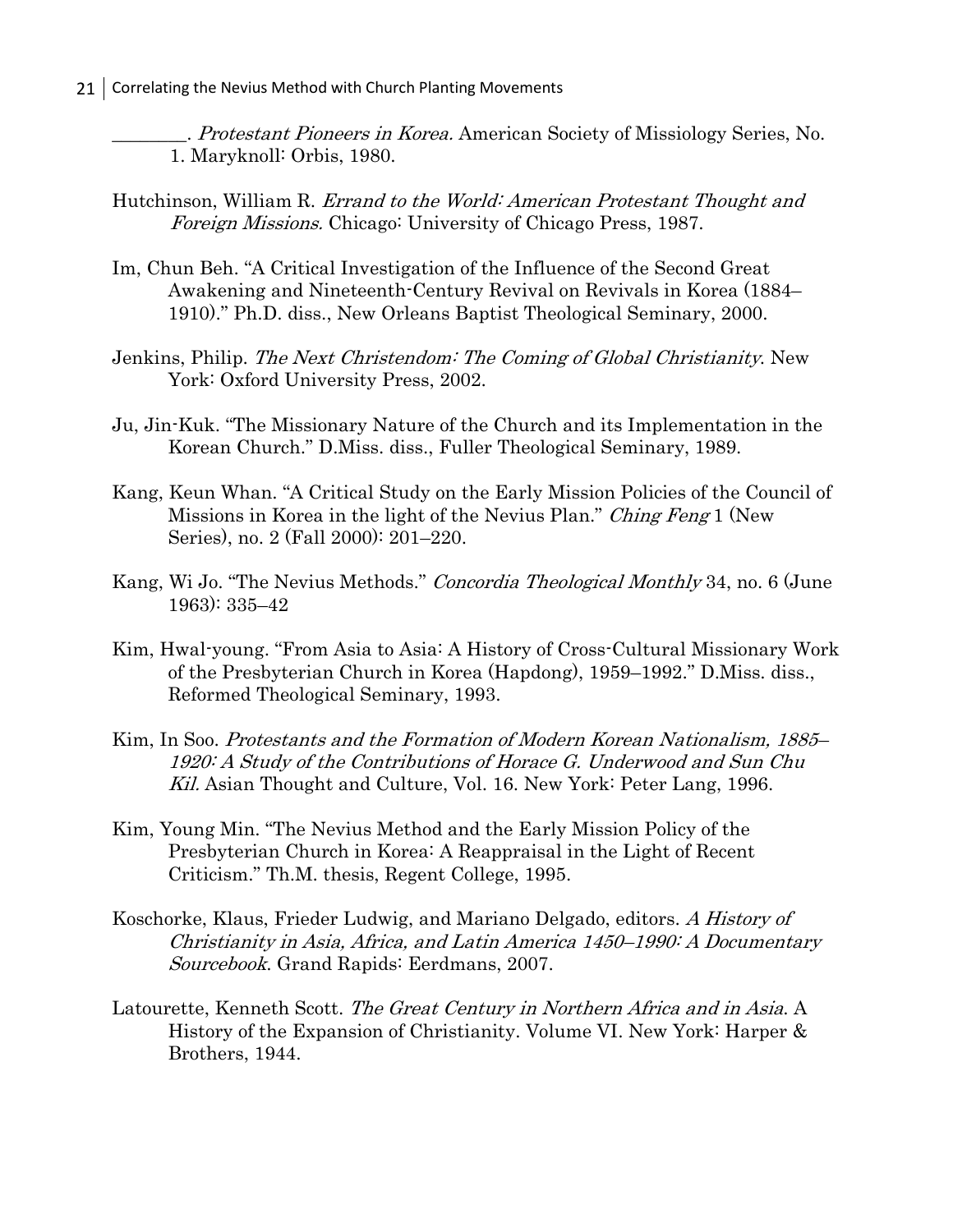________. *Protestant Pioneers in Korea.* American Society of Missiology Series, No. 1. Maryknoll: Orbis, 1980.

Hutchinson, William R. *Errand to the World: American Protestant Thought and Foreign Missions.* Chicago: University of Chicago Press, 1987.

Im, Chun Beh. "A Critical Investigation of the Influence of the Second Great Awakening and Nineteenth-Century Revival on Revivals in Korea (1884–1910)." Ph.D. diss., New Orleans Baptist Theological Seminary, 2000.

Jenkins, Philip. *The Next Christendom: The Coming of Global Christianity*. New York: Oxford University Press, 2002.

Ju, Jin-Kuk. "The Missionary Nature of the Church and its Implementation in the Korean Church." D.Miss. diss., Fuller Theological Seminary, 1989.

Kang, Keun Whan. "A Critical Study on the Early Mission Policies of the Council of Missions in Korea in the light of the Nevius Plan." *Ching Feng* 1 (New Series), no. 2 (Fall 2000): 201–220.

Kang, Wi Jo. "The Nevius Methods." *Concordia Theological Monthly* 34, no. 6 (June 1963): 335–42

Kim, Hwal-young. "From Asia to Asia: A History of Cross-Cultural Missionary Work of the Presbyterian Church in Korea (Hapdong), 1959–1992." D.Miss. diss., Reformed Theological Seminary, 1993.

Kim, In Soo. *Protestants and the Formation of Modern Korean Nationalism, 1885–1920: A Study of the Contributions of Horace G. Underwood and Sun Chu Kil.* Asian Thought and Culture, Vol. 16. New York: Peter Lang, 1996.

Kim, Young Min. "The Nevius Method and the Early Mission Policy of the Presbyterian Church in Korea: A Reappraisal in the Light of Recent Criticism." Th.M. thesis, Regent College, 1995.

Koschorke, Klaus, Frieder Ludwig, and Mariano Delgado, editors. *A History of Christianity in Asia, Africa, and Latin America 1450–1990: A Documentary Sourcebook*. Grand Rapids: Eerdmans, 2007.

Latourette, Kenneth Scott. *The Great Century in Northern Africa and in Asia*. A History of the Expansion of Christianity. Volume VI. New York: Harper & Brothers, 1944.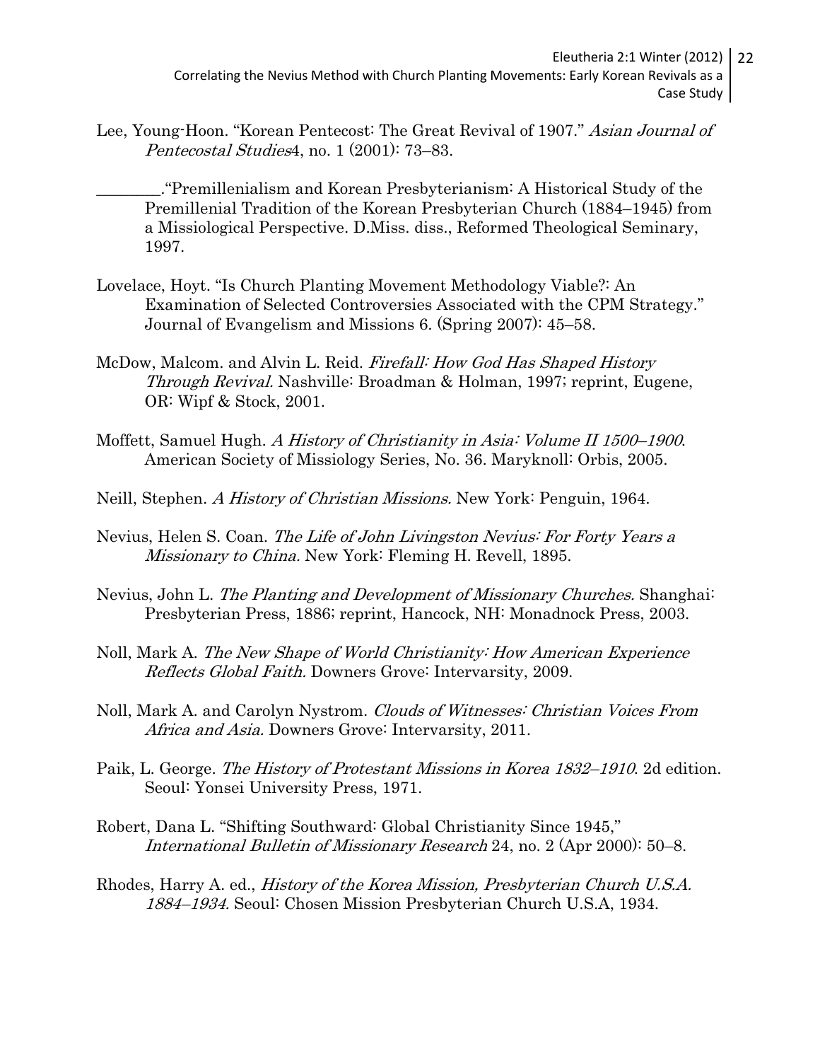Lee, Young-Hoon. "Korean Pentecost: The Great Revival of 1907." *Asian Journal of Pentecostal Studies*4, no. 1 (2001): 73–83.

________."Premillenialism and Korean Presbyterianism: A Historical Study of the Premillenial Tradition of the Korean Presbyterian Church (1884–1945) from a Missiological Perspective. D.Miss. diss., Reformed Theological Seminary, 1997.

Lovelace, Hoyt. "Is Church Planting Movement Methodology Viable?: An Examination of Selected Controversies Associated with the CPM Strategy." Journal of Evangelism and Missions 6. (Spring 2007): 45–58.

McDow, Malcom. and Alvin L. Reid. *Firefall: How God Has Shaped History Through Revival.* Nashville: Broadman & Holman, 1997; reprint, Eugene, OR: Wipf & Stock, 2001.

Moffett, Samuel Hugh. *A History of Christianity in Asia: Volume II 1500–1900*. American Society of Missiology Series, No. 36. Maryknoll: Orbis, 2005.

Neill, Stephen. *A History of Christian Missions.* New York: Penguin, 1964.

Nevius, Helen S. Coan. *The Life of John Livingston Nevius: For Forty Years a Missionary to China.* New York: Fleming H. Revell, 1895.

Nevius, John L. *The Planting and Development of Missionary Churches.* Shanghai: Presbyterian Press, 1886; reprint, Hancock, NH: Monadnock Press, 2003.

Noll, Mark A. *The New Shape of World Christianity: How American Experience Reflects Global Faith.* Downers Grove: Intervarsity, 2009.

Noll, Mark A. and Carolyn Nystrom. *Clouds of Witnesses: Christian Voices From Africa and Asia.* Downers Grove: Intervarsity, 2011.

Paik, L. George. *The History of Protestant Missions in Korea 1832–1910*. 2d edition. Seoul: Yonsei University Press, 1971.

Robert, Dana L. "Shifting Southward: Global Christianity Since 1945," *International Bulletin of Missionary Research* 24, no. 2 (Apr 2000): 50–8.

Rhodes, Harry A. ed., *History of the Korea Mission, Presbyterian Church U.S.A. 1884–1934.* Seoul: Chosen Mission Presbyterian Church U.S.A, 1934.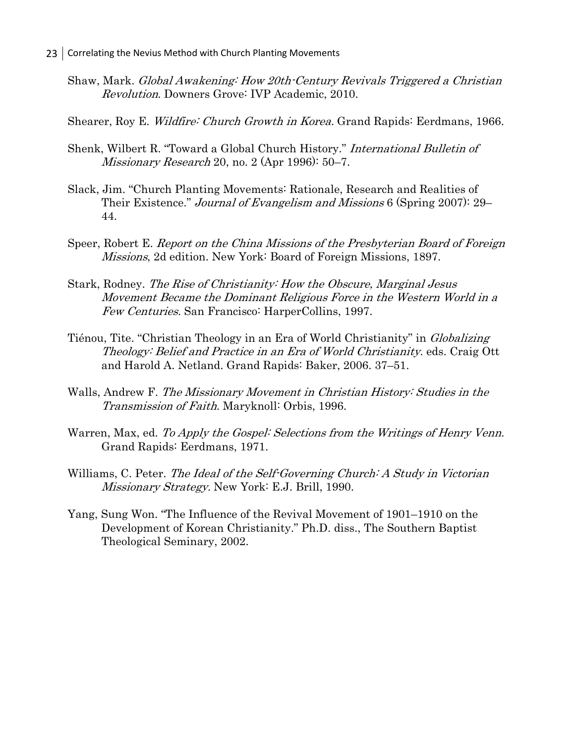Shaw, Mark. *Global Awakening: How 20th-Century Revivals Triggered a Christian Revolution*. Downers Grove: IVP Academic, 2010.

Shearer, Roy E. *Wildfire: Church Growth in Korea.* Grand Rapids: Eerdmans, 1966.

Shenk, Wilbert R. "Toward a Global Church History." *International Bulletin of Missionary Research* 20, no. 2 (Apr 1996): 50–7.

Slack, Jim. "Church Planting Movements: Rationale, Research and Realities of Their Existence." *Journal of Evangelism and Missions* 6 (Spring 2007): 29–44.

Speer, Robert E. *Report on the China Missions of the Presbyterian Board of Foreign Missions*, 2d edition. New York: Board of Foreign Missions, 1897.

Stark, Rodney. *The Rise of Christianity: How the Obscure, Marginal Jesus Movement Became the Dominant Religious Force in the Western World in a Few Centuries.* San Francisco: HarperCollins, 1997.

Tiénou, Tite. "Christian Theology in an Era of World Christianity" in *Globalizing Theology: Belief and Practice in an Era of World Christianity*. eds. Craig Ott and Harold A. Netland. Grand Rapids: Baker, 2006. 37–51.

Walls, Andrew F. *The Missionary Movement in Christian History: Studies in the Transmission of Faith*. Maryknoll: Orbis, 1996.

Warren, Max, ed. *To Apply the Gospel: Selections from the Writings of Henry Venn.* Grand Rapids: Eerdmans, 1971.

Williams, C. Peter. *The Ideal of the Self-Governing Church: A Study in Victorian Missionary Strategy.* New York: E.J. Brill, 1990.

Yang, Sung Won. "The Influence of the Revival Movement of 1901–1910 on the Development of Korean Christianity." Ph.D. diss., The Southern Baptist Theological Seminary, 2002.